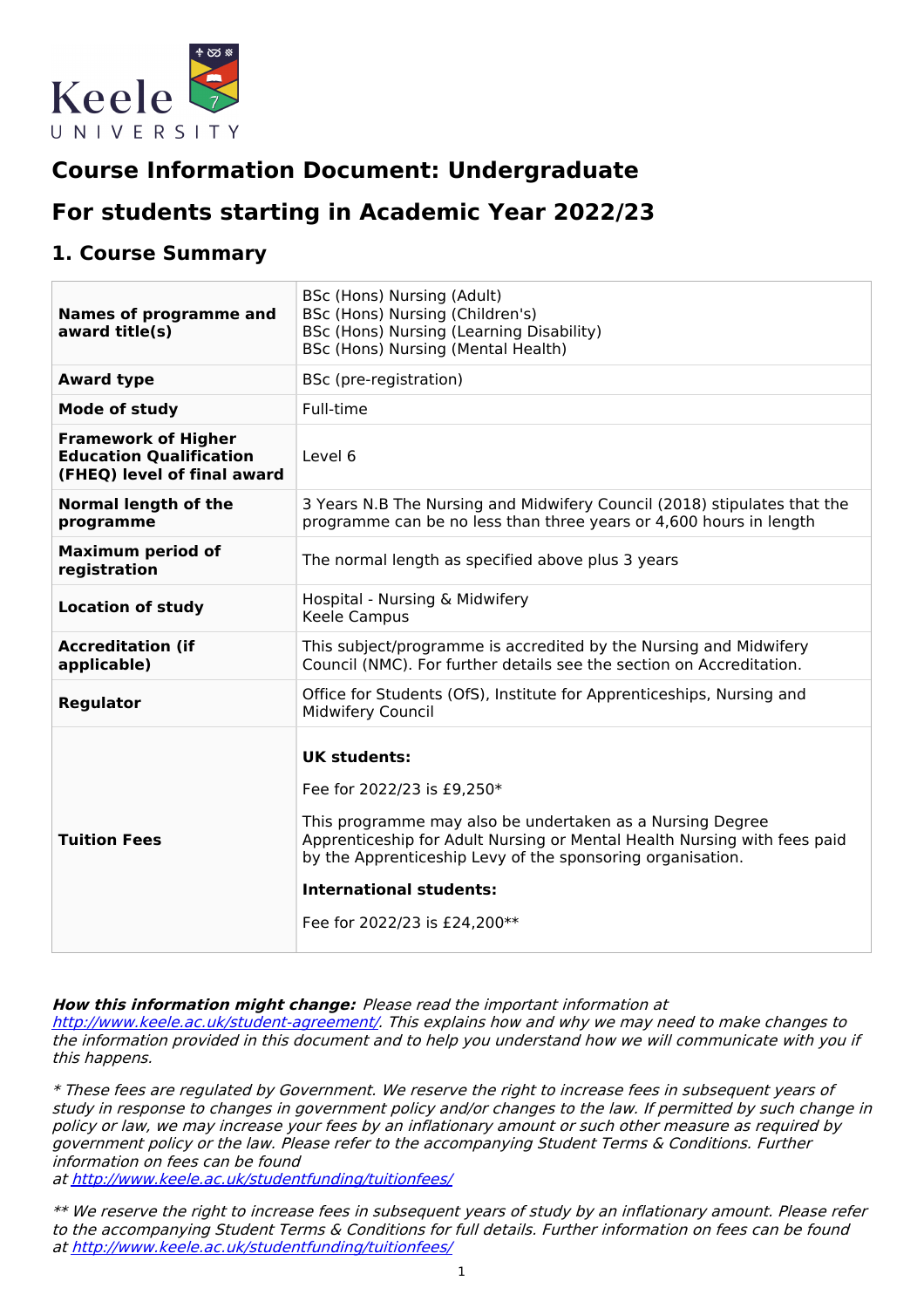Keele UNIVERSITY

# Course Information Document: Undergraduate

# For students starting in Academic Year 2022/23

## 1. Course Summary

| | |
|---|---|
| **Names of programme and award title(s)** | BSc (Hons) Nursing (Adult)<br>BSc (Hons) Nursing (Children's)<br>BSc (Hons) Nursing (Learning Disability)<br>BSc (Hons) Nursing (Mental Health) |
| **Award type** | BSc (pre-registration) |
| **Mode of study** | Full-time |
| **Framework of Higher Education Qualification (FHEQ) level of final award** | Level 6 |
| **Normal length of the programme** | 3 Years N.B The Nursing and Midwifery Council (2018) stipulates that the programme can be no less than three years or 4,600 hours in length |
| **Maximum period of registration** | The normal length as specified above plus 3 years |
| **Location of study** | Hospital - Nursing & Midwifery<br>Keele Campus |
| **Accreditation (if applicable)** | This subject/programme is accredited by the Nursing and Midwifery Council (NMC). For further details see the section on Accreditation. |
| **Regulator** | Office for Students (OfS), Institute for Apprenticeships, Nursing and Midwifery Council |
| **Tuition Fees** | **UK students:**<br><br>Fee for 2022/23 is £9,250*<br><br>This programme may also be undertaken as a Nursing Degree Apprenticeship for Adult Nursing or Mental Health Nursing with fees paid by the Apprenticeship Levy of the sponsoring organisation.<br><br>**International students:**<br><br>Fee for 2022/23 is £24,200** |

***How this information might change:*** *Please read the important information at [http://www.keele.ac.uk/student-agreement/](http://www.keele.ac.uk/student-agreement/). This explains how and why we may need to make changes to the information provided in this document and to help you understand how we will communicate with you if this happens.*

*\* These fees are regulated by Government. We reserve the right to increase fees in subsequent years of study in response to changes in government policy and/or changes to the law. If permitted by such change in policy or law, we may increase your fees by an inflationary amount or such other measure as required by government policy or the law. Please refer to the accompanying Student Terms & Conditions. Further information on fees can be found at [http://www.keele.ac.uk/studentfunding/tuitionfees/](http://www.keele.ac.uk/studentfunding/tuitionfees/)*

*\*\* We reserve the right to increase fees in subsequent years of study by an inflationary amount. Please refer to the accompanying Student Terms & Conditions for full details. Further information on fees can be found at [http://www.keele.ac.uk/studentfunding/tuitionfees/](http://www.keele.ac.uk/studentfunding/tuitionfees/)*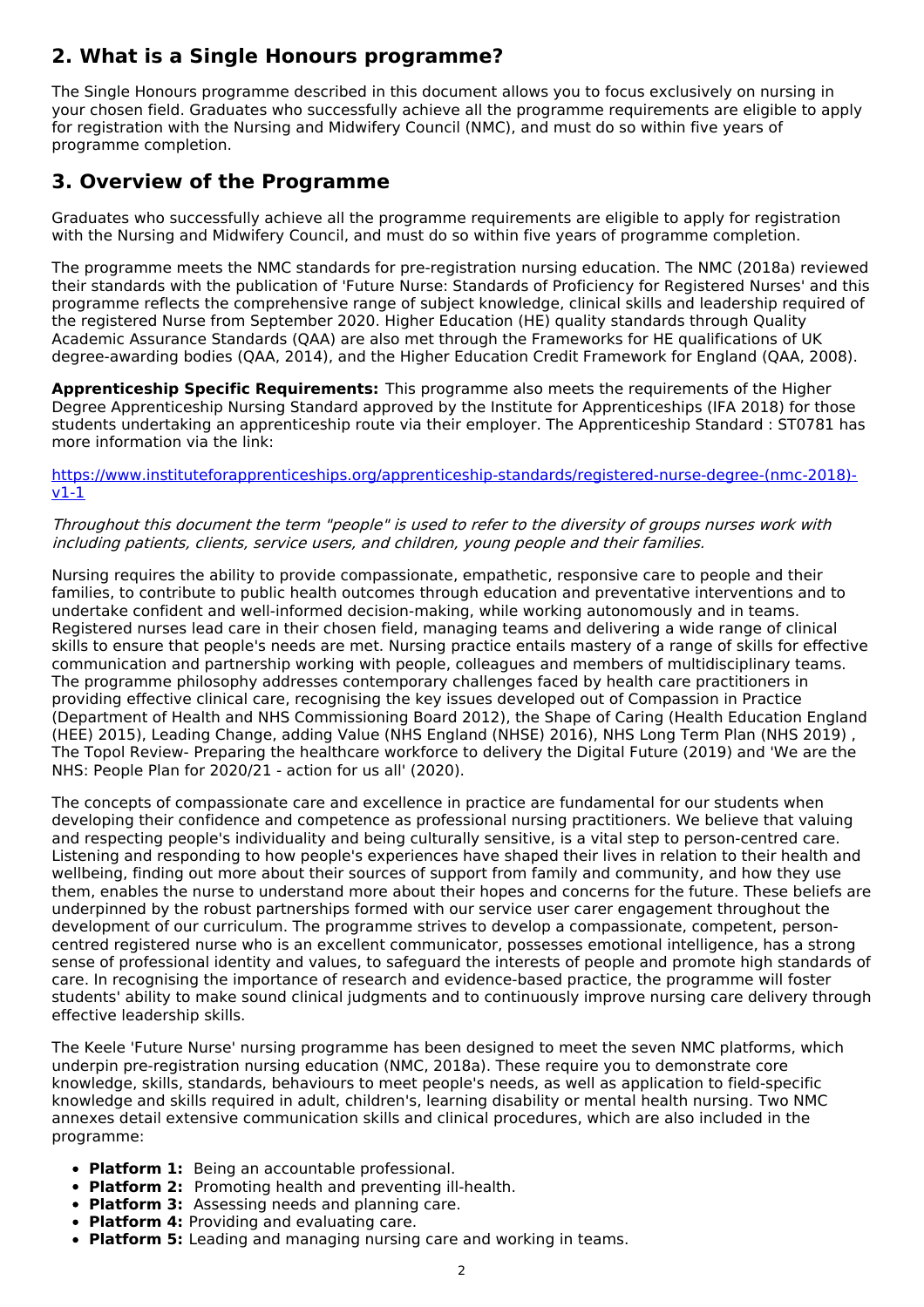## 2. What is a Single Honours programme?

The Single Honours programme described in this document allows you to focus exclusively on nursing in your chosen field. Graduates who successfully achieve all the programme requirements are eligible to apply for registration with the Nursing and Midwifery Council (NMC), and must do so within five years of programme completion.

## 3. Overview of the Programme

Graduates who successfully achieve all the programme requirements are eligible to apply for registration with the Nursing and Midwifery Council, and must do so within five years of programme completion.

The programme meets the NMC standards for pre-registration nursing education. The NMC (2018a) reviewed their standards with the publication of 'Future Nurse: Standards of Proficiency for Registered Nurses' and this programme reflects the comprehensive range of subject knowledge, clinical skills and leadership required of the registered Nurse from September 2020. Higher Education (HE) quality standards through Quality Academic Assurance Standards (QAA) are also met through the Frameworks for HE qualifications of UK degree-awarding bodies (QAA, 2014), and the Higher Education Credit Framework for England (QAA, 2008).

**Apprenticeship Specific Requirements:** This programme also meets the requirements of the Higher Degree Apprenticeship Nursing Standard approved by the Institute for Apprenticeships (IFA 2018) for those students undertaking an apprenticeship route via their employer. The Apprenticeship Standard : ST0781 has more information via the link:

https://www.instituteforapprenticeships.org/apprenticeship-standards/registered-nurse-degree-(nmc-2018)-v1-1

*Throughout this document the term "people" is used to refer to the diversity of groups nurses work with including patients, clients, service users, and children, young people and their families.*

Nursing requires the ability to provide compassionate, empathetic, responsive care to people and their families, to contribute to public health outcomes through education and preventative interventions and to undertake confident and well-informed decision-making, while working autonomously and in teams. Registered nurses lead care in their chosen field, managing teams and delivering a wide range of clinical skills to ensure that people's needs are met. Nursing practice entails mastery of a range of skills for effective communication and partnership working with people, colleagues and members of multidisciplinary teams. The programme philosophy addresses contemporary challenges faced by health care practitioners in providing effective clinical care, recognising the key issues developed out of Compassion in Practice (Department of Health and NHS Commissioning Board 2012), the Shape of Caring (Health Education England (HEE) 2015), Leading Change, adding Value (NHS England (NHSE) 2016), NHS Long Term Plan (NHS 2019) , The Topol Review- Preparing the healthcare workforce to delivery the Digital Future (2019) and 'We are the NHS: People Plan for 2020/21 - action for us all' (2020).

The concepts of compassionate care and excellence in practice are fundamental for our students when developing their confidence and competence as professional nursing practitioners. We believe that valuing and respecting people's individuality and being culturally sensitive, is a vital step to person-centred care. Listening and responding to how people's experiences have shaped their lives in relation to their health and wellbeing, finding out more about their sources of support from family and community, and how they use them, enables the nurse to understand more about their hopes and concerns for the future. These beliefs are underpinned by the robust partnerships formed with our service user carer engagement throughout the development of our curriculum. The programme strives to develop a compassionate, competent, person-centred registered nurse who is an excellent communicator, possesses emotional intelligence, has a strong sense of professional identity and values, to safeguard the interests of people and promote high standards of care. In recognising the importance of research and evidence-based practice, the programme will foster students' ability to make sound clinical judgments and to continuously improve nursing care delivery through effective leadership skills.

The Keele 'Future Nurse' nursing programme has been designed to meet the seven NMC platforms, which underpin pre-registration nursing education (NMC, 2018a). These require you to demonstrate core knowledge, skills, standards, behaviours to meet people's needs, as well as application to field-specific knowledge and skills required in adult, children's, learning disability or mental health nursing. Two NMC annexes detail extensive communication skills and clinical procedures, which are also included in the programme:

- **Platform 1:** Being an accountable professional.
- **Platform 2:** Promoting health and preventing ill-health.
- **Platform 3:** Assessing needs and planning care.
- **Platform 4:** Providing and evaluating care.
- **Platform 5:** Leading and managing nursing care and working in teams.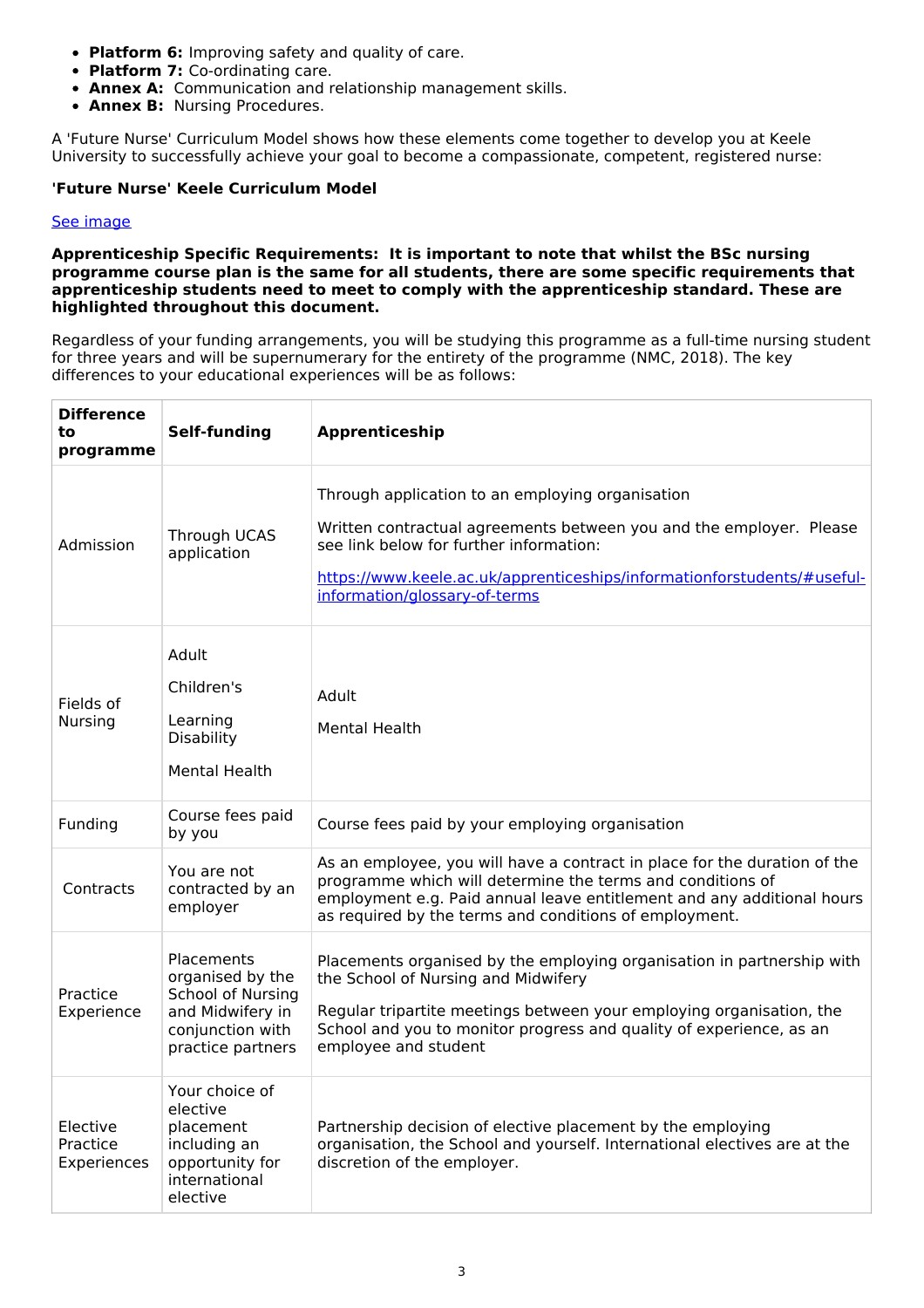- **Platform 6:** Improving safety and quality of care.
- **Platform 7:** Co-ordinating care.
- **Annex A:** Communication and relationship management skills.
- **Annex B:** Nursing Procedures.

A 'Future Nurse' Curriculum Model shows how these elements come together to develop you at Keele University to successfully achieve your goal to become a compassionate, competent, registered nurse:

**'Future Nurse' Keele Curriculum Model**

See image

**Apprenticeship Specific Requirements: It is important to note that whilst the BSc nursing programme course plan is the same for all students, there are some specific requirements that apprenticeship students need to meet to comply with the apprenticeship standard. These are highlighted throughout this document.**

Regardless of your funding arrangements, you will be studying this programme as a full-time nursing student for three years and will be supernumerary for the entirety of the programme (NMC, 2018). The key differences to your educational experiences will be as follows:

| Difference to programme | Self-funding | Apprenticeship |
|---|---|---|
| Admission | Through UCAS application | Through application to an employing organisation<br><br>Written contractual agreements between you and the employer. Please see link below for further information:<br><br>https://www.keele.ac.uk/apprenticeships/informationforstudents/#useful-information/glossary-of-terms |
| Fields of Nursing | Adult<br><br>Children's<br><br>Learning Disability<br><br>Mental Health | Adult<br><br>Mental Health |
| Funding | Course fees paid by you | Course fees paid by your employing organisation |
| Contracts | You are not contracted by an employer | As an employee, you will have a contract in place for the duration of the programme which will determine the terms and conditions of employment e.g. Paid annual leave entitlement and any additional hours as required by the terms and conditions of employment. |
| Practice Experience | Placements organised by the School of Nursing and Midwifery in conjunction with practice partners | Placements organised by the employing organisation in partnership with the School of Nursing and Midwifery<br><br>Regular tripartite meetings between your employing organisation, the School and you to monitor progress and quality of experience, as an employee and student |
| Elective Practice Experiences | Your choice of elective placement including an opportunity for international elective | Partnership decision of elective placement by the employing organisation, the School and yourself. International electives are at the discretion of the employer. |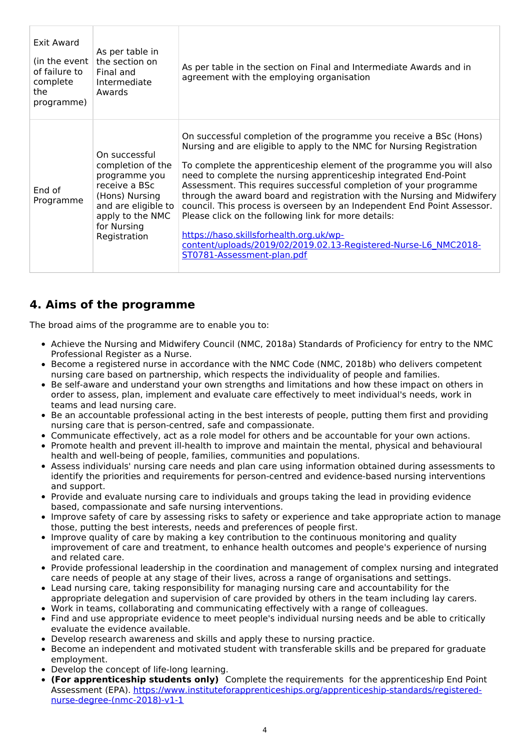| Exit Award (in the event of failure to complete the programme) | As per table in the section on Final and Intermediate Awards | As per table in the section on Final and Intermediate Awards and in agreement with the employing organisation |
|---|---|---|
| End of Programme | On successful completion of the programme you receive a BSc (Hons) Nursing and are eligible to apply to the NMC for Nursing Registration | On successful completion of the programme you receive a BSc (Hons) Nursing and are eligible to apply to the NMC for Nursing Registration<br><br>To complete the apprenticeship element of the programme you will also need to complete the nursing apprenticeship integrated End-Point Assessment. This requires successful completion of your programme through the award board and registration with the Nursing and Midwifery council. This process is overseen by an Independent End Point Assessor. Please click on the following link for more details:<br><br>[https://haso.skillsforhealth.org.uk/wp-content/uploads/2019/02/2019.02.13-Registered-Nurse-L6_NMC2018-ST0781-Assessment-plan.pdf](https://haso.skillsforhealth.org.uk/wp-content/uploads/2019/02/2019.02.13-Registered-Nurse-L6_NMC2018-ST0781-Assessment-plan.pdf) |

## 4. Aims of the programme

The broad aims of the programme are to enable you to:

- Achieve the Nursing and Midwifery Council (NMC, 2018a) Standards of Proficiency for entry to the NMC Professional Register as a Nurse.
- Become a registered nurse in accordance with the NMC Code (NMC, 2018b) who delivers competent nursing care based on partnership, which respects the individuality of people and families.
- Be self-aware and understand your own strengths and limitations and how these impact on others in order to assess, plan, implement and evaluate care effectively to meet individual's needs, work in teams and lead nursing care.
- Be an accountable professional acting in the best interests of people, putting them first and providing nursing care that is person-centred, safe and compassionate.
- Communicate effectively, act as a role model for others and be accountable for your own actions.
- Promote health and prevent ill-health to improve and maintain the mental, physical and behavioural health and well-being of people, families, communities and populations.
- Assess individuals' nursing care needs and plan care using information obtained during assessments to identify the priorities and requirements for person-centred and evidence-based nursing interventions and support.
- Provide and evaluate nursing care to individuals and groups taking the lead in providing evidence based, compassionate and safe nursing interventions.
- Improve safety of care by assessing risks to safety or experience and take appropriate action to manage those, putting the best interests, needs and preferences of people first.
- Improve quality of care by making a key contribution to the continuous monitoring and quality improvement of care and treatment, to enhance health outcomes and people's experience of nursing and related care.
- Provide professional leadership in the coordination and management of complex nursing and integrated care needs of people at any stage of their lives, across a range of organisations and settings.
- Lead nursing care, taking responsibility for managing nursing care and accountability for the appropriate delegation and supervision of care provided by others in the team including lay carers.
- Work in teams, collaborating and communicating effectively with a range of colleagues.
- Find and use appropriate evidence to meet people's individual nursing needs and be able to critically evaluate the evidence available.
- Develop research awareness and skills and apply these to nursing practice.
- Become an independent and motivated student with transferable skills and be prepared for graduate employment.
- Develop the concept of life-long learning.
- **(For apprenticeship students only)** Complete the requirements for the apprenticeship End Point Assessment (EPA). [https://www.instituteforapprenticeships.org/apprenticeship-standards/registered-nurse-degree-(nmc-2018)-v1-1](https://www.instituteforapprenticeships.org/apprenticeship-standards/registered-nurse-degree-(nmc-2018)-v1-1)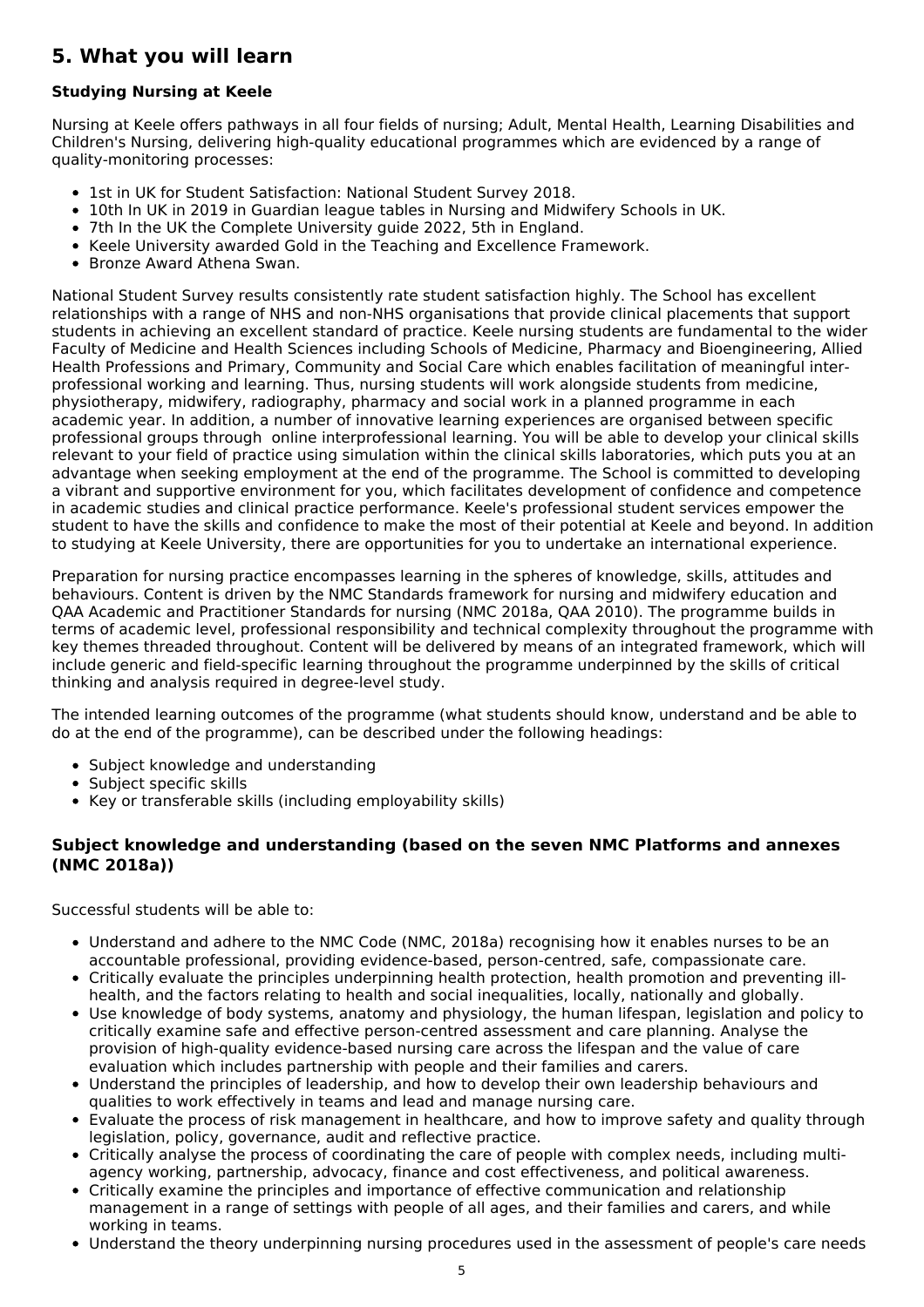## 5. What you will learn

### Studying Nursing at Keele

Nursing at Keele offers pathways in all four fields of nursing; Adult, Mental Health, Learning Disabilities and Children's Nursing, delivering high-quality educational programmes which are evidenced by a range of quality-monitoring processes:

- 1st in UK for Student Satisfaction: National Student Survey 2018.
- 10th In UK in 2019 in Guardian league tables in Nursing and Midwifery Schools in UK.
- 7th In the UK the Complete University guide 2022, 5th in England.
- Keele University awarded Gold in the Teaching and Excellence Framework.
- Bronze Award Athena Swan.

National Student Survey results consistently rate student satisfaction highly. The School has excellent relationships with a range of NHS and non-NHS organisations that provide clinical placements that support students in achieving an excellent standard of practice. Keele nursing students are fundamental to the wider Faculty of Medicine and Health Sciences including Schools of Medicine, Pharmacy and Bioengineering, Allied Health Professions and Primary, Community and Social Care which enables facilitation of meaningful inter-professional working and learning. Thus, nursing students will work alongside students from medicine, physiotherapy, midwifery, radiography, pharmacy and social work in a planned programme in each academic year. In addition, a number of innovative learning experiences are organised between specific professional groups through online interprofessional learning. You will be able to develop your clinical skills relevant to your field of practice using simulation within the clinical skills laboratories, which puts you at an advantage when seeking employment at the end of the programme. The School is committed to developing a vibrant and supportive environment for you, which facilitates development of confidence and competence in academic studies and clinical practice performance. Keele's professional student services empower the student to have the skills and confidence to make the most of their potential at Keele and beyond. In addition to studying at Keele University, there are opportunities for you to undertake an international experience.

Preparation for nursing practice encompasses learning in the spheres of knowledge, skills, attitudes and behaviours. Content is driven by the NMC Standards framework for nursing and midwifery education and QAA Academic and Practitioner Standards for nursing (NMC 2018a, QAA 2010). The programme builds in terms of academic level, professional responsibility and technical complexity throughout the programme with key themes threaded throughout. Content will be delivered by means of an integrated framework, which will include generic and field-specific learning throughout the programme underpinned by the skills of critical thinking and analysis required in degree-level study.

The intended learning outcomes of the programme (what students should know, understand and be able to do at the end of the programme), can be described under the following headings:

- Subject knowledge and understanding
- Subject specific skills
- Key or transferable skills (including employability skills)

### Subject knowledge and understanding (based on the seven NMC Platforms and annexes (NMC 2018a))

Successful students will be able to:

- Understand and adhere to the NMC Code (NMC, 2018a) recognising how it enables nurses to be an accountable professional, providing evidence-based, person-centred, safe, compassionate care.
- Critically evaluate the principles underpinning health protection, health promotion and preventing ill-health, and the factors relating to health and social inequalities, locally, nationally and globally.
- Use knowledge of body systems, anatomy and physiology, the human lifespan, legislation and policy to critically examine safe and effective person-centred assessment and care planning. Analyse the provision of high-quality evidence-based nursing care across the lifespan and the value of care evaluation which includes partnership with people and their families and carers.
- Understand the principles of leadership, and how to develop their own leadership behaviours and qualities to work effectively in teams and lead and manage nursing care.
- Evaluate the process of risk management in healthcare, and how to improve safety and quality through legislation, policy, governance, audit and reflective practice.
- Critically analyse the process of coordinating the care of people with complex needs, including multi-agency working, partnership, advocacy, finance and cost effectiveness, and political awareness.
- Critically examine the principles and importance of effective communication and relationship management in a range of settings with people of all ages, and their families and carers, and while working in teams.
- Understand the theory underpinning nursing procedures used in the assessment of people's care needs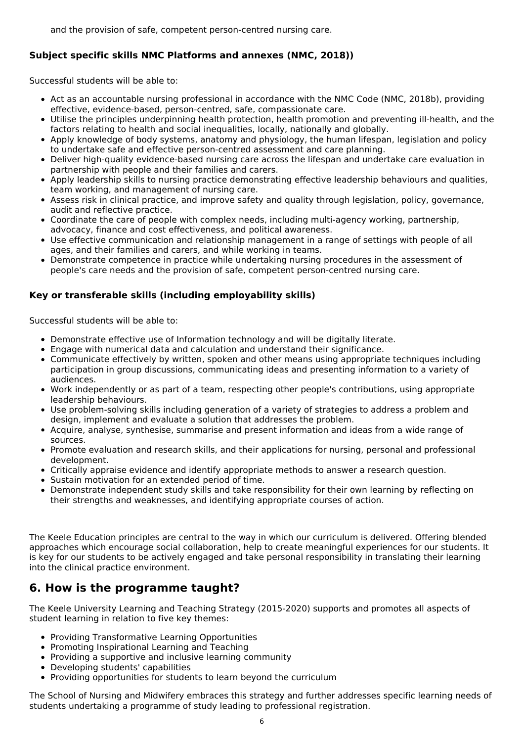and the provision of safe, competent person-centred nursing care.

**Subject specific skills NMC Platforms and annexes (NMC, 2018))**

Successful students will be able to:

- Act as an accountable nursing professional in accordance with the NMC Code (NMC, 2018b), providing effective, evidence-based, person-centred, safe, compassionate care.
- Utilise the principles underpinning health protection, health promotion and preventing ill-health, and the factors relating to health and social inequalities, locally, nationally and globally.
- Apply knowledge of body systems, anatomy and physiology, the human lifespan, legislation and policy to undertake safe and effective person-centred assessment and care planning.
- Deliver high-quality evidence-based nursing care across the lifespan and undertake care evaluation in partnership with people and their families and carers.
- Apply leadership skills to nursing practice demonstrating effective leadership behaviours and qualities, team working, and management of nursing care.
- Assess risk in clinical practice, and improve safety and quality through legislation, policy, governance, audit and reflective practice.
- Coordinate the care of people with complex needs, including multi-agency working, partnership, advocacy, finance and cost effectiveness, and political awareness.
- Use effective communication and relationship management in a range of settings with people of all ages, and their families and carers, and while working in teams.
- Demonstrate competence in practice while undertaking nursing procedures in the assessment of people's care needs and the provision of safe, competent person-centred nursing care.

**Key or transferable skills (including employability skills)**

Successful students will be able to:

- Demonstrate effective use of Information technology and will be digitally literate.
- Engage with numerical data and calculation and understand their significance.
- Communicate effectively by written, spoken and other means using appropriate techniques including participation in group discussions, communicating ideas and presenting information to a variety of audiences.
- Work independently or as part of a team, respecting other people's contributions, using appropriate leadership behaviours.
- Use problem-solving skills including generation of a variety of strategies to address a problem and design, implement and evaluate a solution that addresses the problem.
- Acquire, analyse, synthesise, summarise and present information and ideas from a wide range of sources.
- Promote evaluation and research skills, and their applications for nursing, personal and professional development.
- Critically appraise evidence and identify appropriate methods to answer a research question.
- Sustain motivation for an extended period of time.
- Demonstrate independent study skills and take responsibility for their own learning by reflecting on their strengths and weaknesses, and identifying appropriate courses of action.

The Keele Education principles are central to the way in which our curriculum is delivered. Offering blended approaches which encourage social collaboration, help to create meaningful experiences for our students. It is key for our students to be actively engaged and take personal responsibility in translating their learning into the clinical practice environment.

## 6. How is the programme taught?

The Keele University Learning and Teaching Strategy (2015-2020) supports and promotes all aspects of student learning in relation to five key themes:

- Providing Transformative Learning Opportunities
- Promoting Inspirational Learning and Teaching
- Providing a supportive and inclusive learning community
- Developing students' capabilities
- Providing opportunities for students to learn beyond the curriculum

The School of Nursing and Midwifery embraces this strategy and further addresses specific learning needs of students undertaking a programme of study leading to professional registration.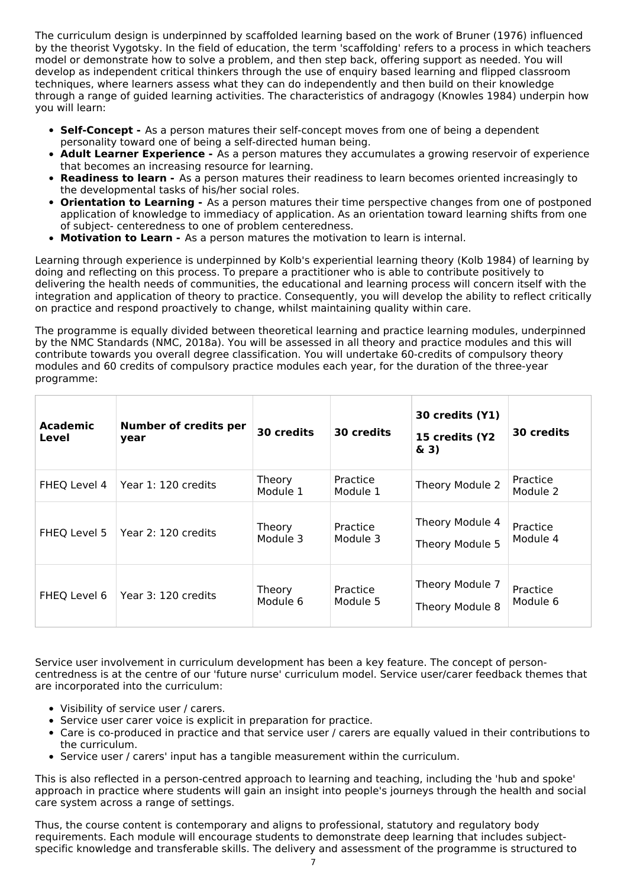The curriculum design is underpinned by scaffolded learning based on the work of Bruner (1976) influenced by the theorist Vygotsky. In the field of education, the term 'scaffolding' refers to a process in which teachers model or demonstrate how to solve a problem, and then step back, offering support as needed. You will develop as independent critical thinkers through the use of enquiry based learning and flipped classroom techniques, where learners assess what they can do independently and then build on their knowledge through a range of guided learning activities. The characteristics of andragogy (Knowles 1984) underpin how you will learn:

- **Self-Concept -** As a person matures their self-concept moves from one of being a dependent personality toward one of being a self-directed human being.
- **Adult Learner Experience -** As a person matures they accumulates a growing reservoir of experience that becomes an increasing resource for learning.
- **Readiness to learn -** As a person matures their readiness to learn becomes oriented increasingly to the developmental tasks of his/her social roles.
- **Orientation to Learning -** As a person matures their time perspective changes from one of postponed application of knowledge to immediacy of application. As an orientation toward learning shifts from one of subject- centeredness to one of problem centeredness.
- **Motivation to Learn -** As a person matures the motivation to learn is internal.

Learning through experience is underpinned by Kolb's experiential learning theory (Kolb 1984) of learning by doing and reflecting on this process. To prepare a practitioner who is able to contribute positively to delivering the health needs of communities, the educational and learning process will concern itself with the integration and application of theory to practice. Consequently, you will develop the ability to reflect critically on practice and respond proactively to change, whilst maintaining quality within care.

The programme is equally divided between theoretical learning and practice learning modules, underpinned by the NMC Standards (NMC, 2018a). You will be assessed in all theory and practice modules and this will contribute towards you overall degree classification. You will undertake 60-credits of compulsory theory modules and 60 credits of compulsory practice modules each year, for the duration of the three-year programme:

| Academic Level | Number of credits per year | 30 credits | 30 credits | 30 credits (Y1) 15 credits (Y2 & 3) | 30 credits |
|---|---|---|---|---|---|
| FHEQ Level 4 | Year 1: 120 credits | Theory Module 1 | Practice Module 1 | Theory Module 2 | Practice Module 2 |
| FHEQ Level 5 | Year 2: 120 credits | Theory Module 3 | Practice Module 3 | Theory Module 4 Theory Module 5 | Practice Module 4 |
| FHEQ Level 6 | Year 3: 120 credits | Theory Module 6 | Practice Module 5 | Theory Module 7 Theory Module 8 | Practice Module 6 |

Service user involvement in curriculum development has been a key feature. The concept of person-centredness is at the centre of our 'future nurse' curriculum model. Service user/carer feedback themes that are incorporated into the curriculum:

- Visibility of service user / carers.
- Service user carer voice is explicit in preparation for practice.
- Care is co-produced in practice and that service user / carers are equally valued in their contributions to the curriculum.
- Service user / carers' input has a tangible measurement within the curriculum.

This is also reflected in a person-centred approach to learning and teaching, including the 'hub and spoke' approach in practice where students will gain an insight into people's journeys through the health and social care system across a range of settings.

Thus, the course content is contemporary and aligns to professional, statutory and regulatory body requirements. Each module will encourage students to demonstrate deep learning that includes subject-specific knowledge and transferable skills. The delivery and assessment of the programme is structured to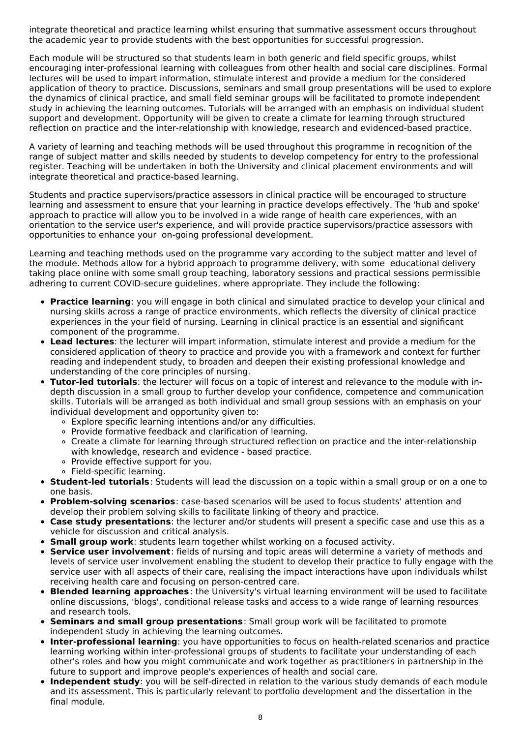integrate theoretical and practice learning whilst ensuring that summative assessment occurs throughout the academic year to provide students with the best opportunities for successful progression.

Each module will be structured so that students learn in both generic and field specific groups, whilst encouraging inter-professional learning with colleagues from other health and social care disciplines. Formal lectures will be used to impart information, stimulate interest and provide a medium for the considered application of theory to practice. Discussions, seminars and small group presentations will be used to explore the dynamics of clinical practice, and small field seminar groups will be facilitated to promote independent study in achieving the learning outcomes. Tutorials will be arranged with an emphasis on individual student support and development. Opportunity will be given to create a climate for learning through structured reflection on practice and the inter-relationship with knowledge, research and evidenced-based practice.

A variety of learning and teaching methods will be used throughout this programme in recognition of the range of subject matter and skills needed by students to develop competency for entry to the professional register. Teaching will be undertaken in both the University and clinical placement environments and will integrate theoretical and practice-based learning.

Students and practice supervisors/practice assessors in clinical practice will be encouraged to structure learning and assessment to ensure that your learning in practice develops effectively. The 'hub and spoke' approach to practice will allow you to be involved in a wide range of health care experiences, with an orientation to the service user's experience, and will provide practice supervisors/practice assessors with opportunities to enhance your on-going professional development.

Learning and teaching methods used on the programme vary according to the subject matter and level of the module. Methods allow for a hybrid approach to programme delivery, with some educational delivery taking place online with some small group teaching, laboratory sessions and practical sessions permissible adhering to current COVID-secure guidelines, where appropriate. They include the following:

- **Practice learning**: you will engage in both clinical and simulated practice to develop your clinical and nursing skills across a range of practice environments, which reflects the diversity of clinical practice experiences in the your field of nursing. Learning in clinical practice is an essential and significant component of the programme.
- **Lead lectures**: the lecturer will impart information, stimulate interest and provide a medium for the considered application of theory to practice and provide you with a framework and context for further reading and independent study, to broaden and deepen their existing professional knowledge and understanding of the core principles of nursing.
- **Tutor-led tutorials**: the lecturer will focus on a topic of interest and relevance to the module with in-depth discussion in a small group to further develop your confidence, competence and communication skills. Tutorials will be arranged as both individual and small group sessions with an emphasis on your individual development and opportunity given to:
  - Explore specific learning intentions and/or any difficulties.
  - Provide formative feedback and clarification of learning.
  - Create a climate for learning through structured reflection on practice and the inter-relationship with knowledge, research and evidence - based practice.
  - Provide effective support for you.
  - Field-specific learning.
- **Student-led tutorials**: Students will lead the discussion on a topic within a small group or on a one to one basis.
- **Problem-solving scenarios**: case-based scenarios will be used to focus students' attention and develop their problem solving skills to facilitate linking of theory and practice.
- **Case study presentations**: the lecturer and/or students will present a specific case and use this as a vehicle for discussion and critical analysis.
- **Small group work**: students learn together whilst working on a focused activity.
- **Service user involvement**: fields of nursing and topic areas will determine a variety of methods and levels of service user involvement enabling the student to develop their practice to fully engage with the service user with all aspects of their care, realising the impact interactions have upon individuals whilst receiving health care and focusing on person-centred care.
- **Blended learning approaches**: the University's virtual learning environment will be used to facilitate online discussions, 'blogs', conditional release tasks and access to a wide range of learning resources and research tools.
- **Seminars and small group presentations**: Small group work will be facilitated to promote independent study in achieving the learning outcomes.
- **Inter-professional learning**: you have opportunities to focus on health-related scenarios and practice learning working within inter-professional groups of students to facilitate your understanding of each other's roles and how you might communicate and work together as practitioners in partnership in the future to support and improve people's experiences of health and social care.
- **Independent study**: you will be self-directed in relation to the various study demands of each module and its assessment. This is particularly relevant to portfolio development and the dissertation in the final module.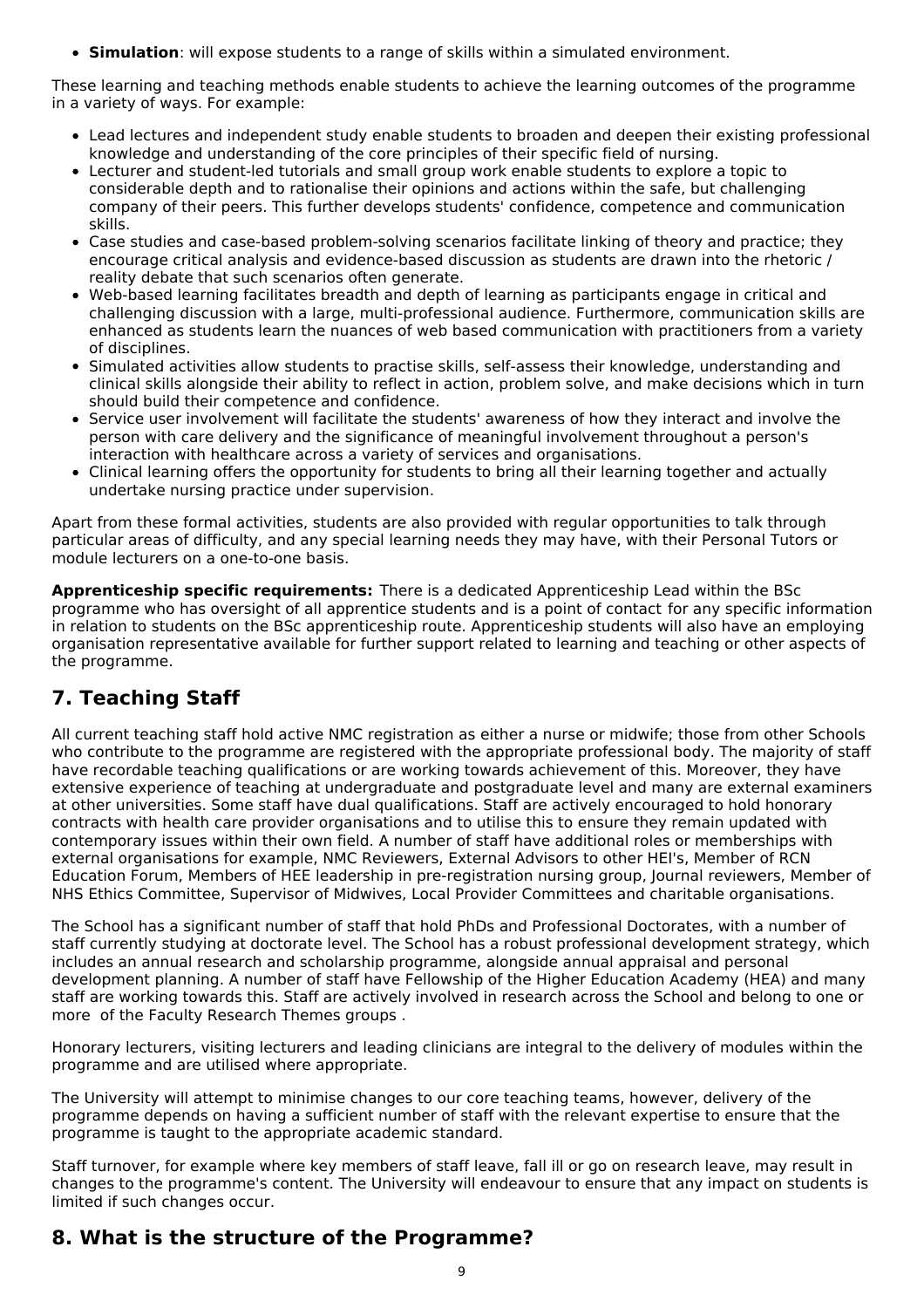- **Simulation**: will expose students to a range of skills within a simulated environment.

These learning and teaching methods enable students to achieve the learning outcomes of the programme in a variety of ways. For example:

- Lead lectures and independent study enable students to broaden and deepen their existing professional knowledge and understanding of the core principles of their specific field of nursing.
- Lecturer and student-led tutorials and small group work enable students to explore a topic to considerable depth and to rationalise their opinions and actions within the safe, but challenging company of their peers. This further develops students' confidence, competence and communication skills.
- Case studies and case-based problem-solving scenarios facilitate linking of theory and practice; they encourage critical analysis and evidence-based discussion as students are drawn into the rhetoric / reality debate that such scenarios often generate.
- Web-based learning facilitates breadth and depth of learning as participants engage in critical and challenging discussion with a large, multi-professional audience. Furthermore, communication skills are enhanced as students learn the nuances of web based communication with practitioners from a variety of disciplines.
- Simulated activities allow students to practise skills, self-assess their knowledge, understanding and clinical skills alongside their ability to reflect in action, problem solve, and make decisions which in turn should build their competence and confidence.
- Service user involvement will facilitate the students' awareness of how they interact and involve the person with care delivery and the significance of meaningful involvement throughout a person's interaction with healthcare across a variety of services and organisations.
- Clinical learning offers the opportunity for students to bring all their learning together and actually undertake nursing practice under supervision.

Apart from these formal activities, students are also provided with regular opportunities to talk through particular areas of difficulty, and any special learning needs they may have, with their Personal Tutors or module lecturers on a one-to-one basis.

**Apprenticeship specific requirements:** There is a dedicated Apprenticeship Lead within the BSc programme who has oversight of all apprentice students and is a point of contact for any specific information in relation to students on the BSc apprenticeship route. Apprenticeship students will also have an employing organisation representative available for further support related to learning and teaching or other aspects of the programme.

## 7. Teaching Staff

All current teaching staff hold active NMC registration as either a nurse or midwife; those from other Schools who contribute to the programme are registered with the appropriate professional body. The majority of staff have recordable teaching qualifications or are working towards achievement of this. Moreover, they have extensive experience of teaching at undergraduate and postgraduate level and many are external examiners at other universities. Some staff have dual qualifications. Staff are actively encouraged to hold honorary contracts with health care provider organisations and to utilise this to ensure they remain updated with contemporary issues within their own field. A number of staff have additional roles or memberships with external organisations for example, NMC Reviewers, External Advisors to other HEI's, Member of RCN Education Forum, Members of HEE leadership in pre-registration nursing group, Journal reviewers, Member of NHS Ethics Committee, Supervisor of Midwives, Local Provider Committees and charitable organisations.

The School has a significant number of staff that hold PhDs and Professional Doctorates, with a number of staff currently studying at doctorate level. The School has a robust professional development strategy, which includes an annual research and scholarship programme, alongside annual appraisal and personal development planning. A number of staff have Fellowship of the Higher Education Academy (HEA) and many staff are working towards this. Staff are actively involved in research across the School and belong to one or more of the Faculty Research Themes groups .

Honorary lecturers, visiting lecturers and leading clinicians are integral to the delivery of modules within the programme and are utilised where appropriate.

The University will attempt to minimise changes to our core teaching teams, however, delivery of the programme depends on having a sufficient number of staff with the relevant expertise to ensure that the programme is taught to the appropriate academic standard.

Staff turnover, for example where key members of staff leave, fall ill or go on research leave, may result in changes to the programme's content. The University will endeavour to ensure that any impact on students is limited if such changes occur.

## 8. What is the structure of the Programme?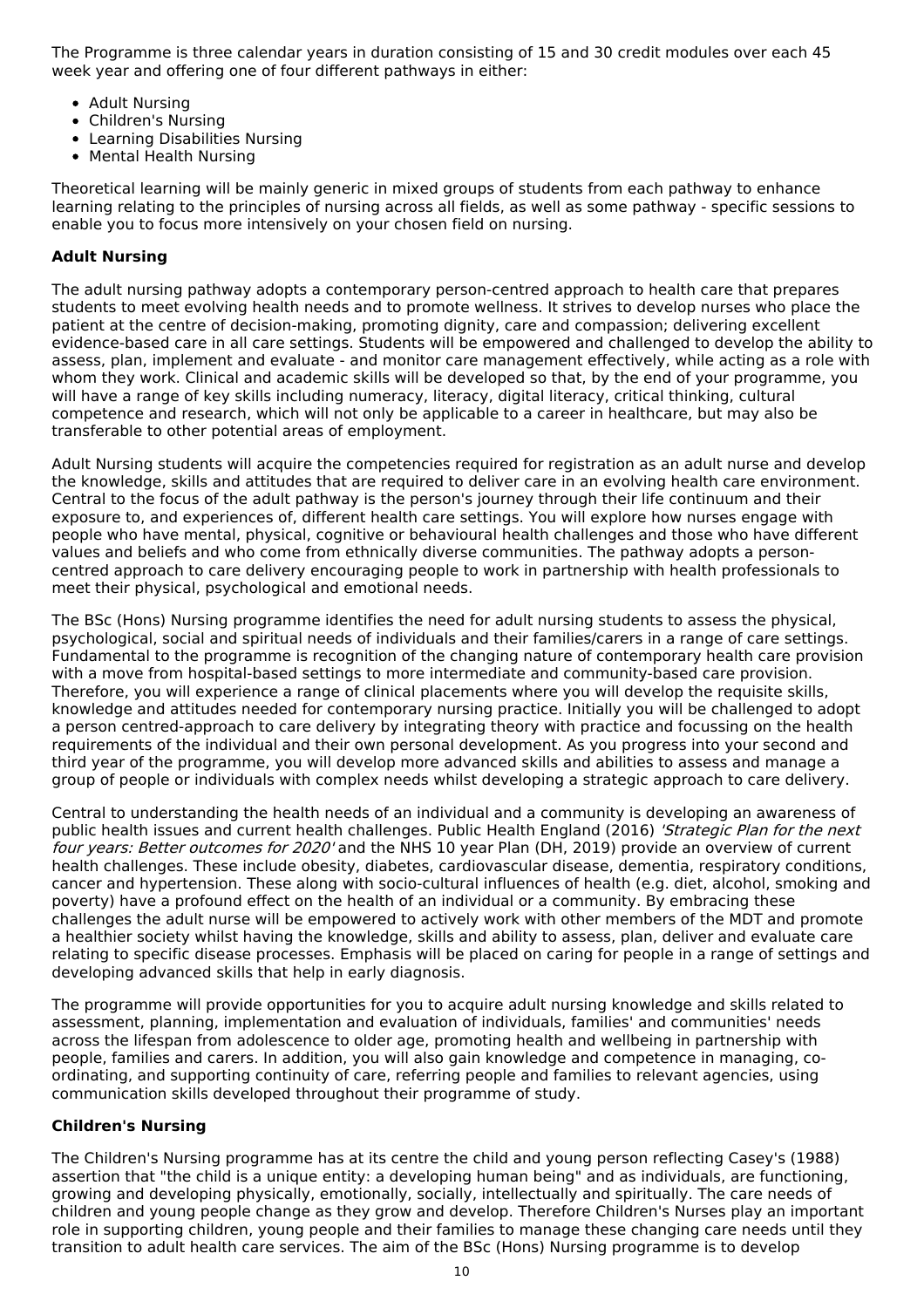The Programme is three calendar years in duration consisting of 15 and 30 credit modules over each 45 week year and offering one of four different pathways in either:

- Adult Nursing
- Children's Nursing
- Learning Disabilities Nursing
- Mental Health Nursing

Theoretical learning will be mainly generic in mixed groups of students from each pathway to enhance learning relating to the principles of nursing across all fields, as well as some pathway - specific sessions to enable you to focus more intensively on your chosen field on nursing.

**Adult Nursing**

The adult nursing pathway adopts a contemporary person-centred approach to health care that prepares students to meet evolving health needs and to promote wellness. It strives to develop nurses who place the patient at the centre of decision-making, promoting dignity, care and compassion; delivering excellent evidence-based care in all care settings. Students will be empowered and challenged to develop the ability to assess, plan, implement and evaluate - and monitor care management effectively, while acting as a role with whom they work. Clinical and academic skills will be developed so that, by the end of your programme, you will have a range of key skills including numeracy, literacy, digital literacy, critical thinking, cultural competence and research, which will not only be applicable to a career in healthcare, but may also be transferable to other potential areas of employment.

Adult Nursing students will acquire the competencies required for registration as an adult nurse and develop the knowledge, skills and attitudes that are required to deliver care in an evolving health care environment. Central to the focus of the adult pathway is the person's journey through their life continuum and their exposure to, and experiences of, different health care settings. You will explore how nurses engage with people who have mental, physical, cognitive or behavioural health challenges and those who have different values and beliefs and who come from ethnically diverse communities. The pathway adopts a person-centred approach to care delivery encouraging people to work in partnership with health professionals to meet their physical, psychological and emotional needs.

The BSc (Hons) Nursing programme identifies the need for adult nursing students to assess the physical, psychological, social and spiritual needs of individuals and their families/carers in a range of care settings. Fundamental to the programme is recognition of the changing nature of contemporary health care provision with a move from hospital-based settings to more intermediate and community-based care provision. Therefore, you will experience a range of clinical placements where you will develop the requisite skills, knowledge and attitudes needed for contemporary nursing practice. Initially you will be challenged to adopt a person centred-approach to care delivery by integrating theory with practice and focussing on the health requirements of the individual and their own personal development. As you progress into your second and third year of the programme, you will develop more advanced skills and abilities to assess and manage a group of people or individuals with complex needs whilst developing a strategic approach to care delivery.

Central to understanding the health needs of an individual and a community is developing an awareness of public health issues and current health challenges. Public Health England (2016) *'Strategic Plan for the next four years: Better outcomes for 2020'* and the NHS 10 year Plan (DH, 2019) provide an overview of current health challenges. These include obesity, diabetes, cardiovascular disease, dementia, respiratory conditions, cancer and hypertension. These along with socio-cultural influences of health (e.g. diet, alcohol, smoking and poverty) have a profound effect on the health of an individual or a community. By embracing these challenges the adult nurse will be empowered to actively work with other members of the MDT and promote a healthier society whilst having the knowledge, skills and ability to assess, plan, deliver and evaluate care relating to specific disease processes. Emphasis will be placed on caring for people in a range of settings and developing advanced skills that help in early diagnosis.

The programme will provide opportunities for you to acquire adult nursing knowledge and skills related to assessment, planning, implementation and evaluation of individuals, families' and communities' needs across the lifespan from adolescence to older age, promoting health and wellbeing in partnership with people, families and carers. In addition, you will also gain knowledge and competence in managing, co-ordinating, and supporting continuity of care, referring people and families to relevant agencies, using communication skills developed throughout their programme of study.

**Children's Nursing**

The Children's Nursing programme has at its centre the child and young person reflecting Casey's (1988) assertion that "the child is a unique entity: a developing human being" and as individuals, are functioning, growing and developing physically, emotionally, socially, intellectually and spiritually. The care needs of children and young people change as they grow and develop. Therefore Children's Nurses play an important role in supporting children, young people and their families to manage these changing care needs until they transition to adult health care services. The aim of the BSc (Hons) Nursing programme is to develop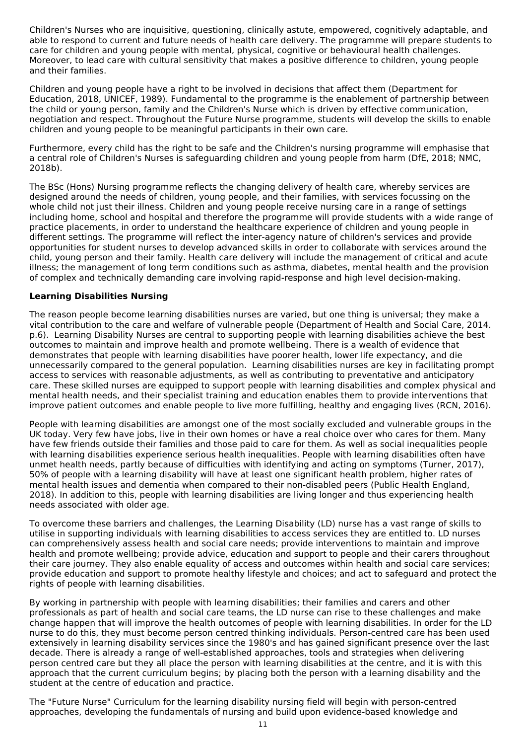Children's Nurses who are inquisitive, questioning, clinically astute, empowered, cognitively adaptable, and able to respond to current and future needs of health care delivery. The programme will prepare students to care for children and young people with mental, physical, cognitive or behavioural health challenges. Moreover, to lead care with cultural sensitivity that makes a positive difference to children, young people and their families.

Children and young people have a right to be involved in decisions that affect them (Department for Education, 2018, UNICEF, 1989). Fundamental to the programme is the enablement of partnership between the child or young person, family and the Children's Nurse which is driven by effective communication, negotiation and respect. Throughout the Future Nurse programme, students will develop the skills to enable children and young people to be meaningful participants in their own care.

Furthermore, every child has the right to be safe and the Children's nursing programme will emphasise that a central role of Children's Nurses is safeguarding children and young people from harm (DfE, 2018; NMC, 2018b).

The BSc (Hons) Nursing programme reflects the changing delivery of health care, whereby services are designed around the needs of children, young people, and their families, with services focussing on the whole child not just their illness. Children and young people receive nursing care in a range of settings including home, school and hospital and therefore the programme will provide students with a wide range of practice placements, in order to understand the healthcare experience of children and young people in different settings. The programme will reflect the inter-agency nature of children's services and provide opportunities for student nurses to develop advanced skills in order to collaborate with services around the child, young person and their family. Health care delivery will include the management of critical and acute illness; the management of long term conditions such as asthma, diabetes, mental health and the provision of complex and technically demanding care involving rapid-response and high level decision-making.

**Learning Disabilities Nursing**

The reason people become learning disabilities nurses are varied, but one thing is universal; they make a vital contribution to the care and welfare of vulnerable people (Department of Health and Social Care, 2014. p.6). Learning Disability Nurses are central to supporting people with learning disabilities achieve the best outcomes to maintain and improve health and promote wellbeing. There is a wealth of evidence that demonstrates that people with learning disabilities have poorer health, lower life expectancy, and die unnecessarily compared to the general population. Learning disabilities nurses are key in facilitating prompt access to services with reasonable adjustments, as well as contributing to preventative and anticipatory care. These skilled nurses are equipped to support people with learning disabilities and complex physical and mental health needs, and their specialist training and education enables them to provide interventions that improve patient outcomes and enable people to live more fulfilling, healthy and engaging lives (RCN, 2016).

People with learning disabilities are amongst one of the most socially excluded and vulnerable groups in the UK today. Very few have jobs, live in their own homes or have a real choice over who cares for them. Many have few friends outside their families and those paid to care for them. As well as social inequalities people with learning disabilities experience serious health inequalities. People with learning disabilities often have unmet health needs, partly because of difficulties with identifying and acting on symptoms (Turner, 2017), 50% of people with a learning disability will have at least one significant health problem, higher rates of mental health issues and dementia when compared to their non-disabled peers (Public Health England, 2018). In addition to this, people with learning disabilities are living longer and thus experiencing health needs associated with older age.

To overcome these barriers and challenges, the Learning Disability (LD) nurse has a vast range of skills to utilise in supporting individuals with learning disabilities to access services they are entitled to. LD nurses can comprehensively assess health and social care needs; provide interventions to maintain and improve health and promote wellbeing; provide advice, education and support to people and their carers throughout their care journey. They also enable equality of access and outcomes within health and social care services; provide education and support to promote healthy lifestyle and choices; and act to safeguard and protect the rights of people with learning disabilities.

By working in partnership with people with learning disabilities; their families and carers and other professionals as part of health and social care teams, the LD nurse can rise to these challenges and make change happen that will improve the health outcomes of people with learning disabilities. In order for the LD nurse to do this, they must become person centred thinking individuals. Person-centred care has been used extensively in learning disability services since the 1980's and has gained significant presence over the last decade. There is already a range of well-established approaches, tools and strategies when delivering person centred care but they all place the person with learning disabilities at the centre, and it is with this approach that the current curriculum begins; by placing both the person with a learning disability and the student at the centre of education and practice.

The "Future Nurse" Curriculum for the learning disability nursing field will begin with person-centred approaches, developing the fundamentals of nursing and build upon evidence-based knowledge and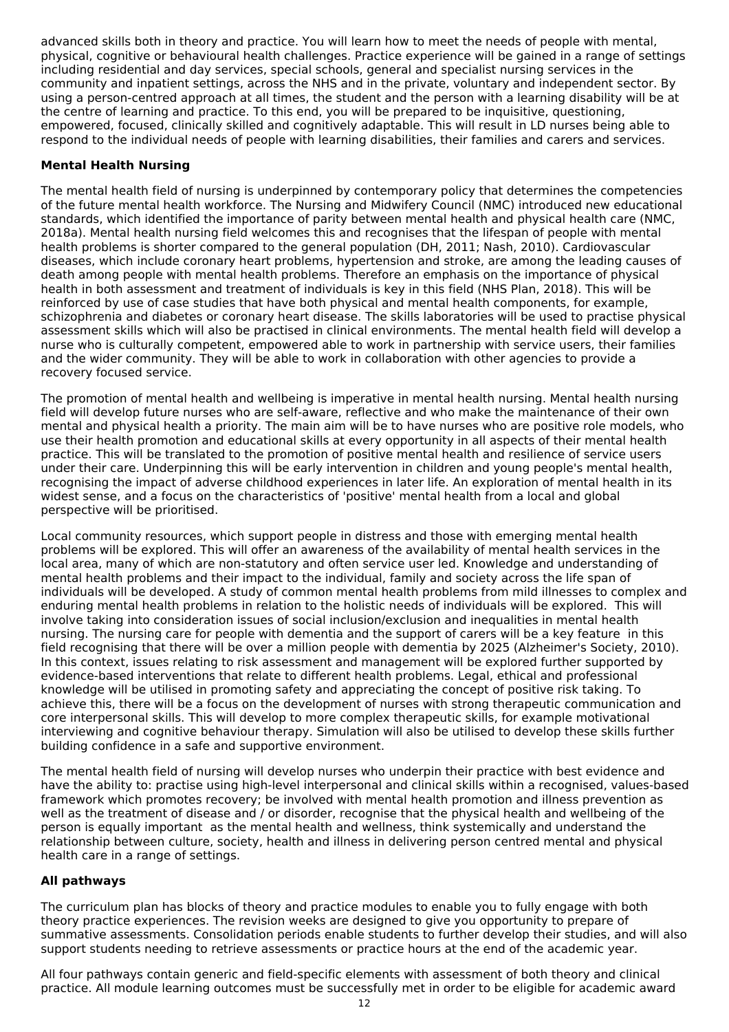advanced skills both in theory and practice. You will learn how to meet the needs of people with mental, physical, cognitive or behavioural health challenges. Practice experience will be gained in a range of settings including residential and day services, special schools, general and specialist nursing services in the community and inpatient settings, across the NHS and in the private, voluntary and independent sector. By using a person-centred approach at all times, the student and the person with a learning disability will be at the centre of learning and practice. To this end, you will be prepared to be inquisitive, questioning, empowered, focused, clinically skilled and cognitively adaptable. This will result in LD nurses being able to respond to the individual needs of people with learning disabilities, their families and carers and services.

**Mental Health Nursing**

The mental health field of nursing is underpinned by contemporary policy that determines the competencies of the future mental health workforce. The Nursing and Midwifery Council (NMC) introduced new educational standards, which identified the importance of parity between mental health and physical health care (NMC, 2018a). Mental health nursing field welcomes this and recognises that the lifespan of people with mental health problems is shorter compared to the general population (DH, 2011; Nash, 2010). Cardiovascular diseases, which include coronary heart problems, hypertension and stroke, are among the leading causes of death among people with mental health problems. Therefore an emphasis on the importance of physical health in both assessment and treatment of individuals is key in this field (NHS Plan, 2018). This will be reinforced by use of case studies that have both physical and mental health components, for example, schizophrenia and diabetes or coronary heart disease. The skills laboratories will be used to practise physical assessment skills which will also be practised in clinical environments. The mental health field will develop a nurse who is culturally competent, empowered able to work in partnership with service users, their families and the wider community. They will be able to work in collaboration with other agencies to provide a recovery focused service.

The promotion of mental health and wellbeing is imperative in mental health nursing. Mental health nursing field will develop future nurses who are self-aware, reflective and who make the maintenance of their own mental and physical health a priority. The main aim will be to have nurses who are positive role models, who use their health promotion and educational skills at every opportunity in all aspects of their mental health practice. This will be translated to the promotion of positive mental health and resilience of service users under their care. Underpinning this will be early intervention in children and young people's mental health, recognising the impact of adverse childhood experiences in later life. An exploration of mental health in its widest sense, and a focus on the characteristics of 'positive' mental health from a local and global perspective will be prioritised.

Local community resources, which support people in distress and those with emerging mental health problems will be explored. This will offer an awareness of the availability of mental health services in the local area, many of which are non-statutory and often service user led. Knowledge and understanding of mental health problems and their impact to the individual, family and society across the life span of individuals will be developed. A study of common mental health problems from mild illnesses to complex and enduring mental health problems in relation to the holistic needs of individuals will be explored. This will involve taking into consideration issues of social inclusion/exclusion and inequalities in mental health nursing. The nursing care for people with dementia and the support of carers will be a key feature in this field recognising that there will be over a million people with dementia by 2025 (Alzheimer's Society, 2010). In this context, issues relating to risk assessment and management will be explored further supported by evidence-based interventions that relate to different health problems. Legal, ethical and professional knowledge will be utilised in promoting safety and appreciating the concept of positive risk taking. To achieve this, there will be a focus on the development of nurses with strong therapeutic communication and core interpersonal skills. This will develop to more complex therapeutic skills, for example motivational interviewing and cognitive behaviour therapy. Simulation will also be utilised to develop these skills further building confidence in a safe and supportive environment.

The mental health field of nursing will develop nurses who underpin their practice with best evidence and have the ability to: practise using high-level interpersonal and clinical skills within a recognised, values-based framework which promotes recovery; be involved with mental health promotion and illness prevention as well as the treatment of disease and / or disorder, recognise that the physical health and wellbeing of the person is equally important as the mental health and wellness, think systemically and understand the relationship between culture, society, health and illness in delivering person centred mental and physical health care in a range of settings.

**All pathways**

The curriculum plan has blocks of theory and practice modules to enable you to fully engage with both theory practice experiences. The revision weeks are designed to give you opportunity to prepare of summative assessments. Consolidation periods enable students to further develop their studies, and will also support students needing to retrieve assessments or practice hours at the end of the academic year.

All four pathways contain generic and field-specific elements with assessment of both theory and clinical practice. All module learning outcomes must be successfully met in order to be eligible for academic award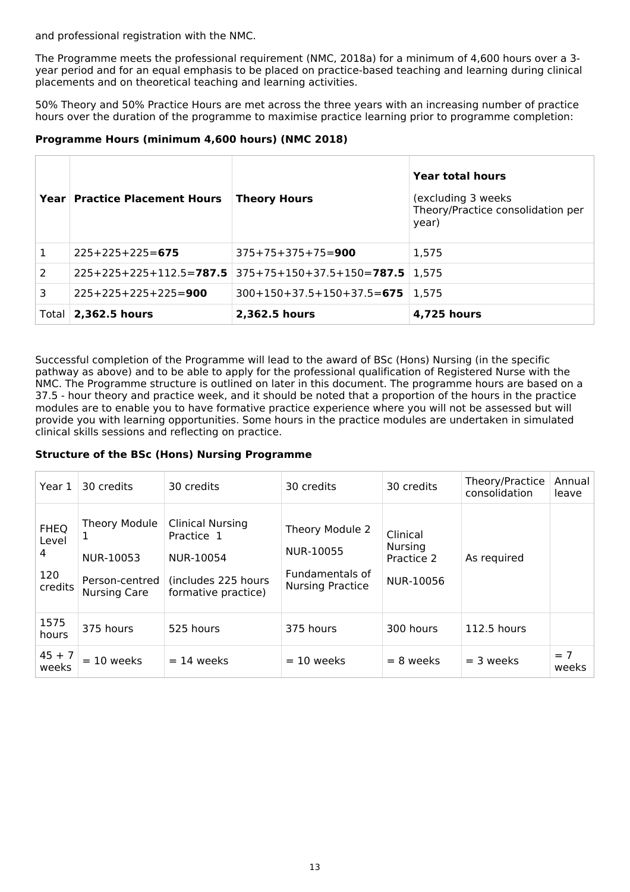and professional registration with the NMC.

The Programme meets the professional requirement (NMC, 2018a) for a minimum of 4,600 hours over a 3-year period and for an equal emphasis to be placed on practice-based teaching and learning during clinical placements and on theoretical teaching and learning activities.

50% Theory and 50% Practice Hours are met across the three years with an increasing number of practice hours over the duration of the programme to maximise practice learning prior to programme completion:

**Programme Hours (minimum 4,600 hours) (NMC 2018)**

| Year | Practice Placement Hours | Theory Hours | **Year total hours** (excluding 3 weeks Theory/Practice consolidation per year) |
|---|---|---|---|
| 1 | 225+225+225=**675** | 375+75+375+75=**900** | 1,575 |
| 2 | 225+225+225+112.5=**787.5** | 375+75+150+37.5+150=**787.5** | 1,575 |
| 3 | 225+225+225+225=**900** | 300+150+37.5+150+37.5=**675** | 1,575 |
| Total | **2,362.5 hours** | **2,362.5 hours** | **4,725 hours** |

Successful completion of the Programme will lead to the award of BSc (Hons) Nursing (in the specific pathway as above) and to be able to apply for the professional qualification of Registered Nurse with the NMC. The Programme structure is outlined on later in this document. The programme hours are based on a 37.5 - hour theory and practice week, and it should be noted that a proportion of the hours in the practice modules are to enable you to have formative practice experience where you will not be assessed but will provide you with learning opportunities. Some hours in the practice modules are undertaken in simulated clinical skills sessions and reflecting on practice.

**Structure of the BSc (Hons) Nursing Programme**

| Year 1 | 30 credits | 30 credits | 30 credits | 30 credits | Theory/Practice consolidation | Annual leave |
|---|---|---|---|---|---|---|
| FHEQ Level 4 120 credits | Theory Module 1 NUR-10053 Person-centred Nursing Care | Clinical Nursing Practice 1 NUR-10054 (includes 225 hours formative practice) | Theory Module 2 NUR-10055 Fundamentals of Nursing Practice | Clinical Nursing Practice 2 NUR-10056 | As required | |
| 1575 hours | 375 hours | 525 hours | 375 hours | 300 hours | 112.5 hours | |
| 45 + 7 weeks | = 10 weeks | = 14 weeks | = 10 weeks | = 8 weeks | = 3 weeks | = 7 weeks |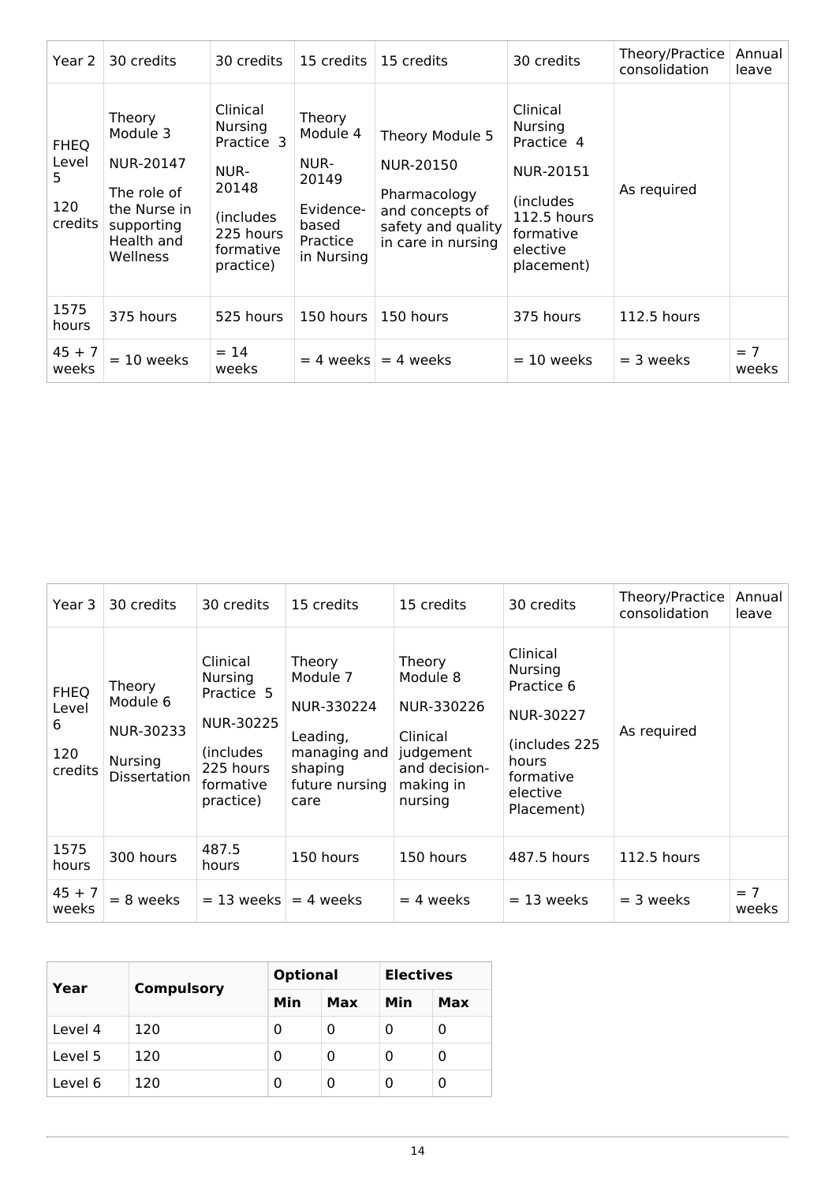| Year 2 | 30 credits | 30 credits | 15 credits | 15 credits | 30 credits | Theory/Practice consolidation | Annual leave |
|---|---|---|---|---|---|---|---|
| FHEQ Level 5 120 credits | Theory Module 3 NUR-20147 The role of the Nurse in supporting Health and Wellness | Clinical Nursing Practice 3 NUR-20148 (includes 225 hours formative practice) | Theory Module 4 NUR-20149 Evidence-based Practice in Nursing | Theory Module 5 NUR-20150 Pharmacology and concepts of safety and quality in care in nursing | Clinical Nursing Practice 4 NUR-20151 (includes 112.5 hours formative elective placement) | As required | |
| 1575 hours | 375 hours | 525 hours | 150 hours | 150 hours | 375 hours | 112.5 hours | |
| 45 + 7 weeks | = 10 weeks | = 14 weeks | = 4 weeks | = 4 weeks | = 10 weeks | = 3 weeks | = 7 weeks |

| Year 3 | 30 credits | 30 credits | 15 credits | 15 credits | 30 credits | Theory/Practice consolidation | Annual leave |
|---|---|---|---|---|---|---|---|
| FHEQ Level 6 120 credits | Theory Module 6 NUR-30233 Nursing Dissertation | Clinical Nursing Practice 5 NUR-30225 (includes 225 hours formative practice) | Theory Module 7 NUR-330224 Leading, managing and shaping future nursing care | Theory Module 8 NUR-330226 Clinical judgement and decision-making in nursing | Clinical Nursing Practice 6 NUR-30227 (includes 225 hours formative elective Placement) | As required | |
| 1575 hours | 300 hours | 487.5 hours | 150 hours | 150 hours | 487.5 hours | 112.5 hours | |
| 45 + 7 weeks | = 8 weeks | = 13 weeks | = 4 weeks | = 4 weeks | = 13 weeks | = 3 weeks | = 7 weeks |

| Year | Compulsory | Optional | | Electives | |
|---|---|---|---|---|---|
| | | Min | Max | Min | Max |
| Level 4 | 120 | 0 | 0 | 0 | 0 |
| Level 5 | 120 | 0 | 0 | 0 | 0 |
| Level 6 | 120 | 0 | 0 | 0 | 0 |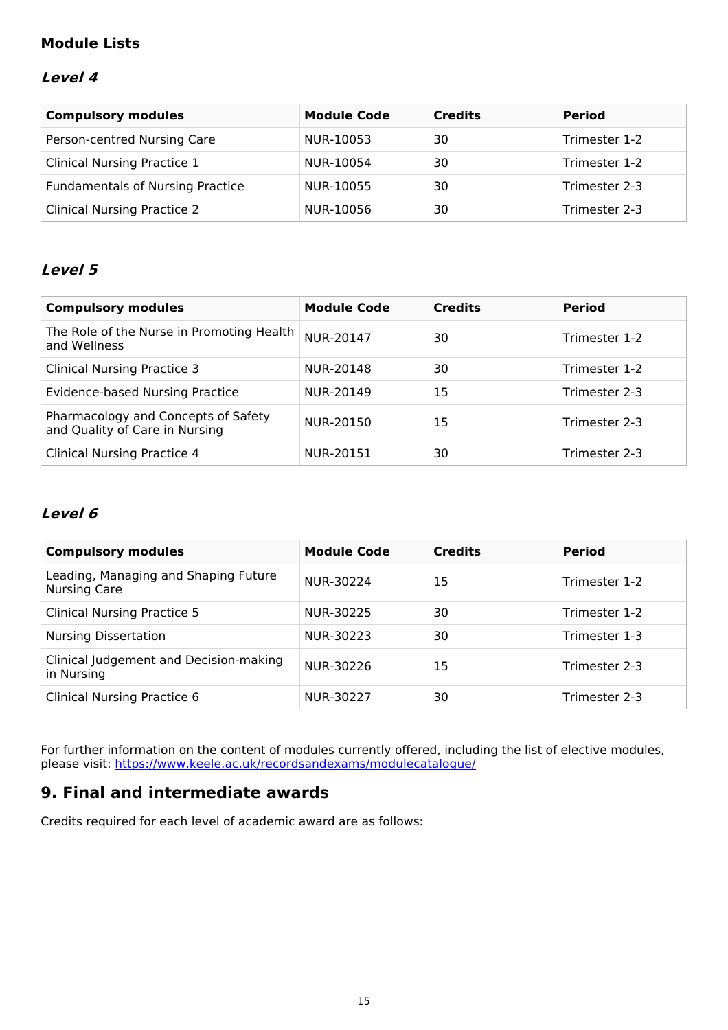### Module Lists

#### *Level 4*

| Compulsory modules | Module Code | Credits | Period |
|---|---|---|---|
| Person-centred Nursing Care | NUR-10053 | 30 | Trimester 1-2 |
| Clinical Nursing Practice 1 | NUR-10054 | 30 | Trimester 1-2 |
| Fundamentals of Nursing Practice | NUR-10055 | 30 | Trimester 2-3 |
| Clinical Nursing Practice 2 | NUR-10056 | 30 | Trimester 2-3 |

#### *Level 5*

| Compulsory modules | Module Code | Credits | Period |
|---|---|---|---|
| The Role of the Nurse in Promoting Health and Wellness | NUR-20147 | 30 | Trimester 1-2 |
| Clinical Nursing Practice 3 | NUR-20148 | 30 | Trimester 1-2 |
| Evidence-based Nursing Practice | NUR-20149 | 15 | Trimester 2-3 |
| Pharmacology and Concepts of Safety and Quality of Care in Nursing | NUR-20150 | 15 | Trimester 2-3 |
| Clinical Nursing Practice 4 | NUR-20151 | 30 | Trimester 2-3 |

#### *Level 6*

| Compulsory modules | Module Code | Credits | Period |
|---|---|---|---|
| Leading, Managing and Shaping Future Nursing Care | NUR-30224 | 15 | Trimester 1-2 |
| Clinical Nursing Practice 5 | NUR-30225 | 30 | Trimester 1-2 |
| Nursing Dissertation | NUR-30223 | 30 | Trimester 1-3 |
| Clinical Judgement and Decision-making in Nursing | NUR-30226 | 15 | Trimester 2-3 |
| Clinical Nursing Practice 6 | NUR-30227 | 30 | Trimester 2-3 |

For further information on the content of modules currently offered, including the list of elective modules, please visit: https://www.keele.ac.uk/recordsandexams/modulecatalogue/

## 9. Final and intermediate awards

Credits required for each level of academic award are as follows: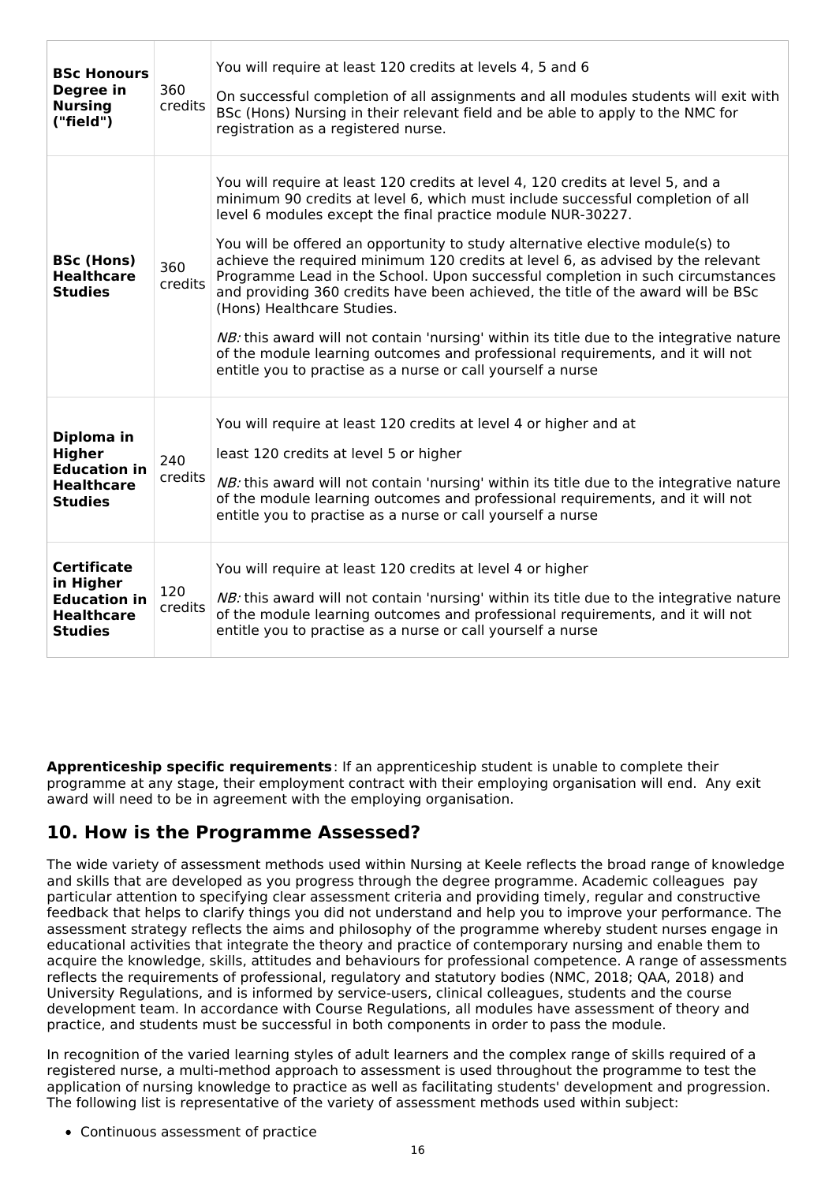| **BSc Honours Degree in Nursing ("field")** | 360 credits | You will require at least 120 credits at levels 4, 5 and 6<br><br>On successful completion of all assignments and all modules students will exit with BSc (Hons) Nursing in their relevant field and be able to apply to the NMC for registration as a registered nurse. |
|---|---|---|
| **BSc (Hons) Healthcare Studies** | 360 credits | You will require at least 120 credits at level 4, 120 credits at level 5, and a minimum 90 credits at level 6, which must include successful completion of all level 6 modules except the final practice module NUR-30227.<br><br>You will be offered an opportunity to study alternative elective module(s) to achieve the required minimum 120 credits at level 6, as advised by the relevant Programme Lead in the School. Upon successful completion in such circumstances and providing 360 credits have been achieved, the title of the award will be BSc (Hons) Healthcare Studies.<br><br>*NB:* this award will not contain 'nursing' within its title due to the integrative nature of the module learning outcomes and professional requirements, and it will not entitle you to practise as a nurse or call yourself a nurse |
| **Diploma in Higher Education in Healthcare Studies** | 240 credits | You will require at least 120 credits at level 4 or higher and at<br><br>least 120 credits at level 5 or higher<br><br>*NB:* this award will not contain 'nursing' within its title due to the integrative nature of the module learning outcomes and professional requirements, and it will not entitle you to practise as a nurse or call yourself a nurse |
| **Certificate in Higher Education in Healthcare Studies** | 120 credits | You will require at least 120 credits at level 4 or higher<br><br>*NB:* this award will not contain 'nursing' within its title due to the integrative nature of the module learning outcomes and professional requirements, and it will not entitle you to practise as a nurse or call yourself a nurse |

**Apprenticeship specific requirements**: If an apprenticeship student is unable to complete their programme at any stage, their employment contract with their employing organisation will end. Any exit award will need to be in agreement with the employing organisation.

## 10. How is the Programme Assessed?

The wide variety of assessment methods used within Nursing at Keele reflects the broad range of knowledge and skills that are developed as you progress through the degree programme. Academic colleagues pay particular attention to specifying clear assessment criteria and providing timely, regular and constructive feedback that helps to clarify things you did not understand and help you to improve your performance. The assessment strategy reflects the aims and philosophy of the programme whereby student nurses engage in educational activities that integrate the theory and practice of contemporary nursing and enable them to acquire the knowledge, skills, attitudes and behaviours for professional competence. A range of assessments reflects the requirements of professional, regulatory and statutory bodies (NMC, 2018; QAA, 2018) and University Regulations, and is informed by service-users, clinical colleagues, students and the course development team. In accordance with Course Regulations, all modules have assessment of theory and practice, and students must be successful in both components in order to pass the module.

In recognition of the varied learning styles of adult learners and the complex range of skills required of a registered nurse, a multi-method approach to assessment is used throughout the programme to test the application of nursing knowledge to practice as well as facilitating students' development and progression. The following list is representative of the variety of assessment methods used within subject:

- Continuous assessment of practice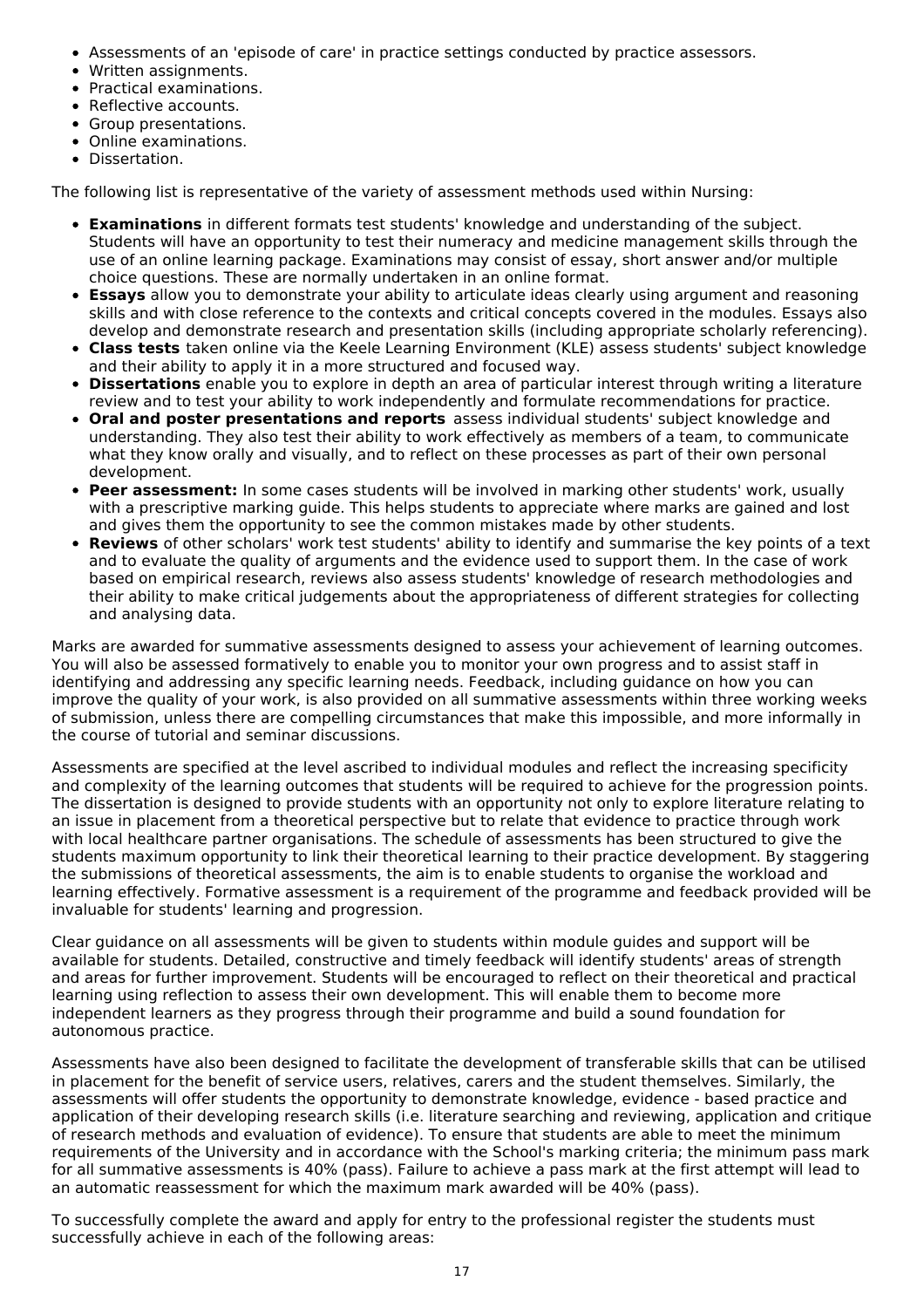- Assessments of an 'episode of care' in practice settings conducted by practice assessors.
- Written assignments.
- Practical examinations.
- Reflective accounts.
- Group presentations.
- Online examinations.
- Dissertation.

The following list is representative of the variety of assessment methods used within Nursing:

- **Examinations** in different formats test students' knowledge and understanding of the subject. Students will have an opportunity to test their numeracy and medicine management skills through the use of an online learning package. Examinations may consist of essay, short answer and/or multiple choice questions. These are normally undertaken in an online format.
- **Essays** allow you to demonstrate your ability to articulate ideas clearly using argument and reasoning skills and with close reference to the contexts and critical concepts covered in the modules. Essays also develop and demonstrate research and presentation skills (including appropriate scholarly referencing).
- **Class tests** taken online via the Keele Learning Environment (KLE) assess students' subject knowledge and their ability to apply it in a more structured and focused way.
- **Dissertations** enable you to explore in depth an area of particular interest through writing a literature review and to test your ability to work independently and formulate recommendations for practice.
- **Oral and poster presentations and reports** assess individual students' subject knowledge and understanding. They also test their ability to work effectively as members of a team, to communicate what they know orally and visually, and to reflect on these processes as part of their own personal development.
- **Peer assessment:** In some cases students will be involved in marking other students' work, usually with a prescriptive marking guide. This helps students to appreciate where marks are gained and lost and gives them the opportunity to see the common mistakes made by other students.
- **Reviews** of other scholars' work test students' ability to identify and summarise the key points of a text and to evaluate the quality of arguments and the evidence used to support them. In the case of work based on empirical research, reviews also assess students' knowledge of research methodologies and their ability to make critical judgements about the appropriateness of different strategies for collecting and analysing data.

Marks are awarded for summative assessments designed to assess your achievement of learning outcomes. You will also be assessed formatively to enable you to monitor your own progress and to assist staff in identifying and addressing any specific learning needs. Feedback, including guidance on how you can improve the quality of your work, is also provided on all summative assessments within three working weeks of submission, unless there are compelling circumstances that make this impossible, and more informally in the course of tutorial and seminar discussions.

Assessments are specified at the level ascribed to individual modules and reflect the increasing specificity and complexity of the learning outcomes that students will be required to achieve for the progression points. The dissertation is designed to provide students with an opportunity not only to explore literature relating to an issue in placement from a theoretical perspective but to relate that evidence to practice through work with local healthcare partner organisations. The schedule of assessments has been structured to give the students maximum opportunity to link their theoretical learning to their practice development. By staggering the submissions of theoretical assessments, the aim is to enable students to organise the workload and learning effectively. Formative assessment is a requirement of the programme and feedback provided will be invaluable for students' learning and progression.

Clear guidance on all assessments will be given to students within module guides and support will be available for students. Detailed, constructive and timely feedback will identify students' areas of strength and areas for further improvement. Students will be encouraged to reflect on their theoretical and practical learning using reflection to assess their own development. This will enable them to become more independent learners as they progress through their programme and build a sound foundation for autonomous practice.

Assessments have also been designed to facilitate the development of transferable skills that can be utilised in placement for the benefit of service users, relatives, carers and the student themselves. Similarly, the assessments will offer students the opportunity to demonstrate knowledge, evidence - based practice and application of their developing research skills (i.e. literature searching and reviewing, application and critique of research methods and evaluation of evidence). To ensure that students are able to meet the minimum requirements of the University and in accordance with the School's marking criteria; the minimum pass mark for all summative assessments is 40% (pass). Failure to achieve a pass mark at the first attempt will lead to an automatic reassessment for which the maximum mark awarded will be 40% (pass).

To successfully complete the award and apply for entry to the professional register the students must successfully achieve in each of the following areas: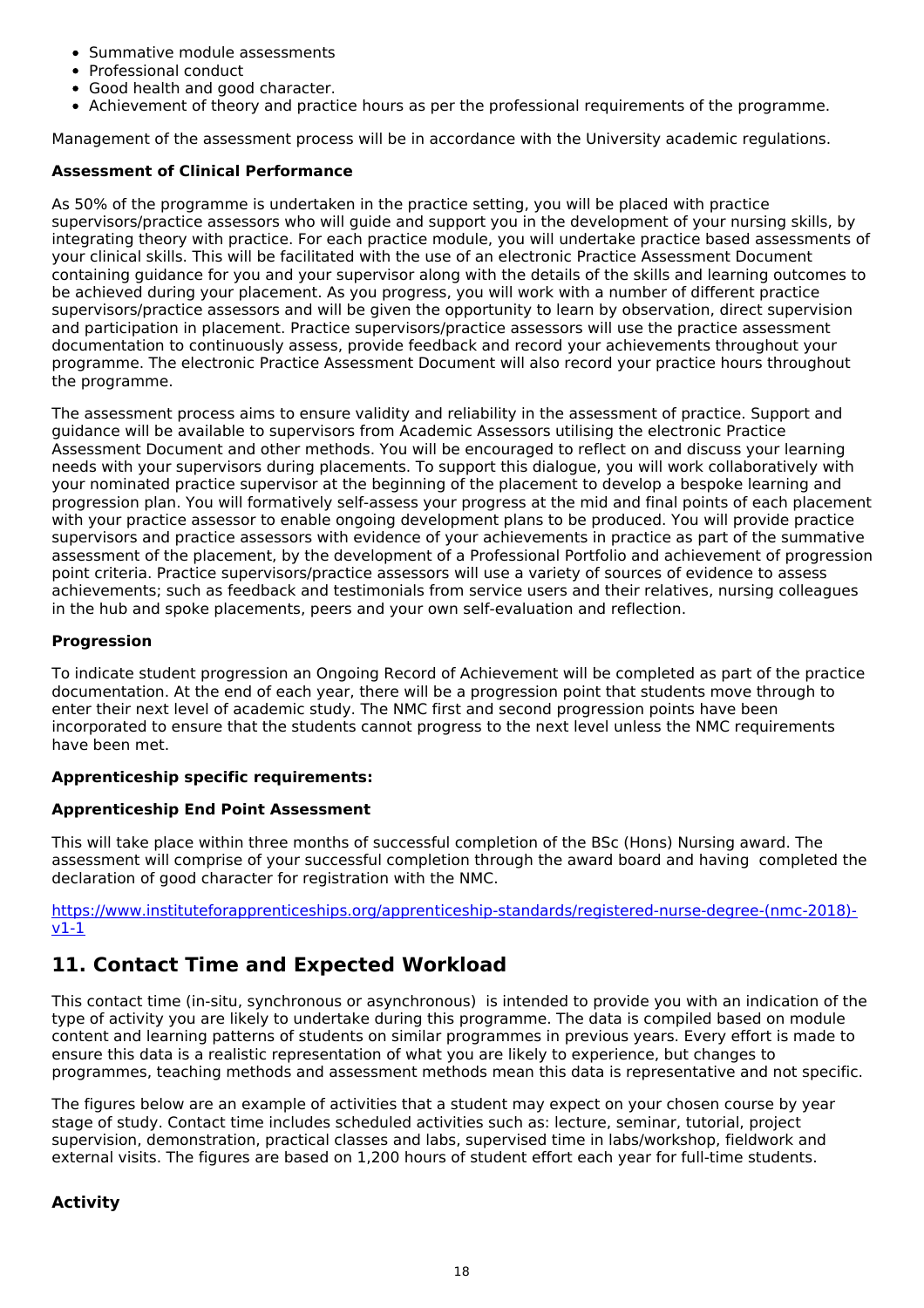- Summative module assessments
- Professional conduct
- Good health and good character.
- Achievement of theory and practice hours as per the professional requirements of the programme.

Management of the assessment process will be in accordance with the University academic regulations.

**Assessment of Clinical Performance**

As 50% of the programme is undertaken in the practice setting, you will be placed with practice supervisors/practice assessors who will guide and support you in the development of your nursing skills, by integrating theory with practice. For each practice module, you will undertake practice based assessments of your clinical skills. This will be facilitated with the use of an electronic Practice Assessment Document containing guidance for you and your supervisor along with the details of the skills and learning outcomes to be achieved during your placement. As you progress, you will work with a number of different practice supervisors/practice assessors and will be given the opportunity to learn by observation, direct supervision and participation in placement. Practice supervisors/practice assessors will use the practice assessment documentation to continuously assess, provide feedback and record your achievements throughout your programme. The electronic Practice Assessment Document will also record your practice hours throughout the programme.

The assessment process aims to ensure validity and reliability in the assessment of practice. Support and guidance will be available to supervisors from Academic Assessors utilising the electronic Practice Assessment Document and other methods. You will be encouraged to reflect on and discuss your learning needs with your supervisors during placements. To support this dialogue, you will work collaboratively with your nominated practice supervisor at the beginning of the placement to develop a bespoke learning and progression plan. You will formatively self-assess your progress at the mid and final points of each placement with your practice assessor to enable ongoing development plans to be produced. You will provide practice supervisors and practice assessors with evidence of your achievements in practice as part of the summative assessment of the placement, by the development of a Professional Portfolio and achievement of progression point criteria. Practice supervisors/practice assessors will use a variety of sources of evidence to assess achievements; such as feedback and testimonials from service users and their relatives, nursing colleagues in the hub and spoke placements, peers and your own self-evaluation and reflection.

**Progression**

To indicate student progression an Ongoing Record of Achievement will be completed as part of the practice documentation. At the end of each year, there will be a progression point that students move through to enter their next level of academic study. The NMC first and second progression points have been incorporated to ensure that the students cannot progress to the next level unless the NMC requirements have been met.

**Apprenticeship specific requirements:**

**Apprenticeship End Point Assessment**

This will take place within three months of successful completion of the BSc (Hons) Nursing award. The assessment will comprise of your successful completion through the award board and having completed the declaration of good character for registration with the NMC.

https://www.instituteforapprenticeships.org/apprenticeship-standards/registered-nurse-degree-(nmc-2018)-v1-1

## 11. Contact Time and Expected Workload

This contact time (in-situ, synchronous or asynchronous) is intended to provide you with an indication of the type of activity you are likely to undertake during this programme. The data is compiled based on module content and learning patterns of students on similar programmes in previous years. Every effort is made to ensure this data is a realistic representation of what you are likely to experience, but changes to programmes, teaching methods and assessment methods mean this data is representative and not specific.

The figures below are an example of activities that a student may expect on your chosen course by year stage of study. Contact time includes scheduled activities such as: lecture, seminar, tutorial, project supervision, demonstration, practical classes and labs, supervised time in labs/workshop, fieldwork and external visits. The figures are based on 1,200 hours of student effort each year for full-time students.

**Activity**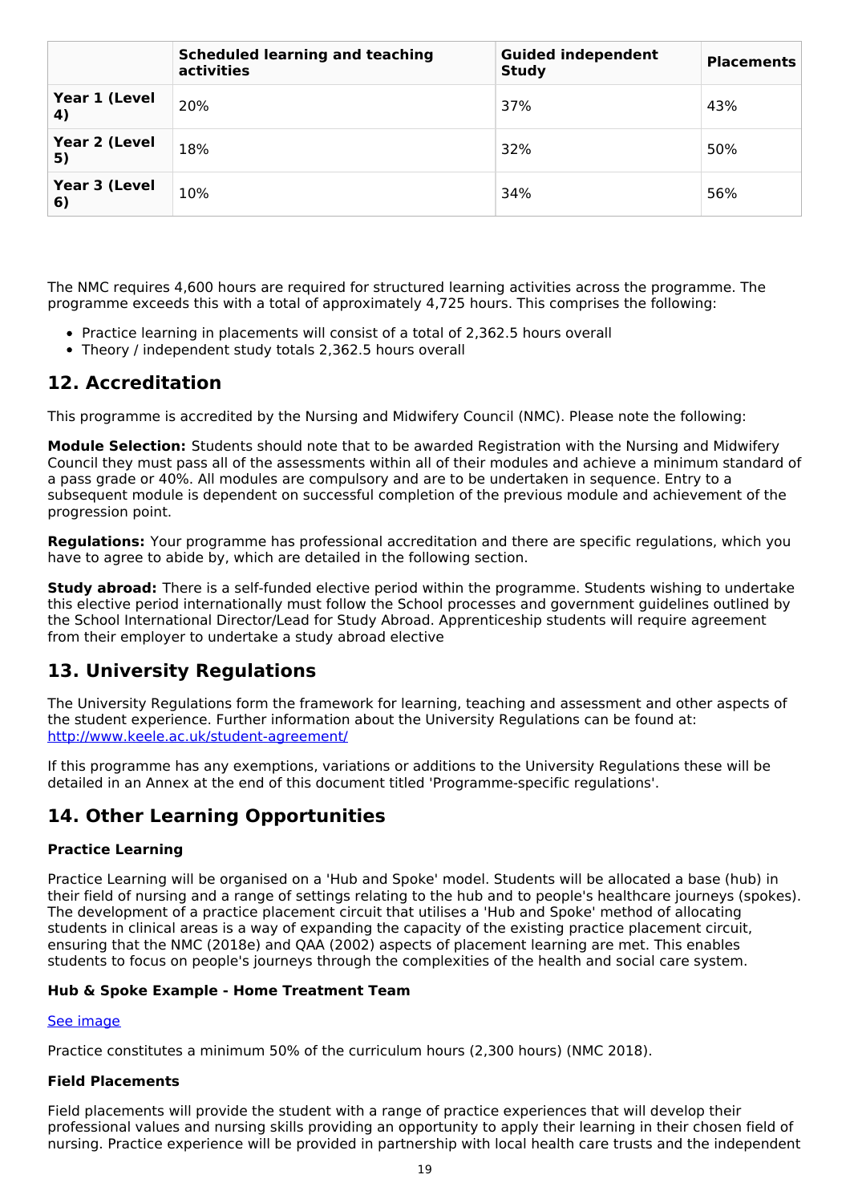| | Scheduled learning and teaching activities | Guided independent Study | Placements |
|---|---|---|---|
| **Year 1 (Level 4)** | 20% | 37% | 43% |
| **Year 2 (Level 5)** | 18% | 32% | 50% |
| **Year 3 (Level 6)** | 10% | 34% | 56% |

The NMC requires 4,600 hours are required for structured learning activities across the programme. The programme exceeds this with a total of approximately 4,725 hours. This comprises the following:

- Practice learning in placements will consist of a total of 2,362.5 hours overall
- Theory / independent study totals 2,362.5 hours overall

## 12. Accreditation

This programme is accredited by the Nursing and Midwifery Council (NMC). Please note the following:

**Module Selection:** Students should note that to be awarded Registration with the Nursing and Midwifery Council they must pass all of the assessments within all of their modules and achieve a minimum standard of a pass grade or 40%. All modules are compulsory and are to be undertaken in sequence. Entry to a subsequent module is dependent on successful completion of the previous module and achievement of the progression point.

**Regulations:** Your programme has professional accreditation and there are specific regulations, which you have to agree to abide by, which are detailed in the following section.

**Study abroad:** There is a self-funded elective period within the programme. Students wishing to undertake this elective period internationally must follow the School processes and government guidelines outlined by the School International Director/Lead for Study Abroad. Apprenticeship students will require agreement from their employer to undertake a study abroad elective

## 13. University Regulations

The University Regulations form the framework for learning, teaching and assessment and other aspects of the student experience. Further information about the University Regulations can be found at: [http://www.keele.ac.uk/student-agreement/](http://www.keele.ac.uk/student-agreement/)

If this programme has any exemptions, variations or additions to the University Regulations these will be detailed in an Annex at the end of this document titled 'Programme-specific regulations'.

## 14. Other Learning Opportunities

### Practice Learning

Practice Learning will be organised on a 'Hub and Spoke' model. Students will be allocated a base (hub) in their field of nursing and a range of settings relating to the hub and to people's healthcare journeys (spokes). The development of a practice placement circuit that utilises a 'Hub and Spoke' method of allocating students in clinical areas is a way of expanding the capacity of the existing practice placement circuit, ensuring that the NMC (2018e) and QAA (2002) aspects of placement learning are met. This enables students to focus on people's journeys through the complexities of the health and social care system.

### Hub & Spoke Example - Home Treatment Team

See image

Practice constitutes a minimum 50% of the curriculum hours (2,300 hours) (NMC 2018).

### Field Placements

Field placements will provide the student with a range of practice experiences that will develop their professional values and nursing skills providing an opportunity to apply their learning in their chosen field of nursing. Practice experience will be provided in partnership with local health care trusts and the independent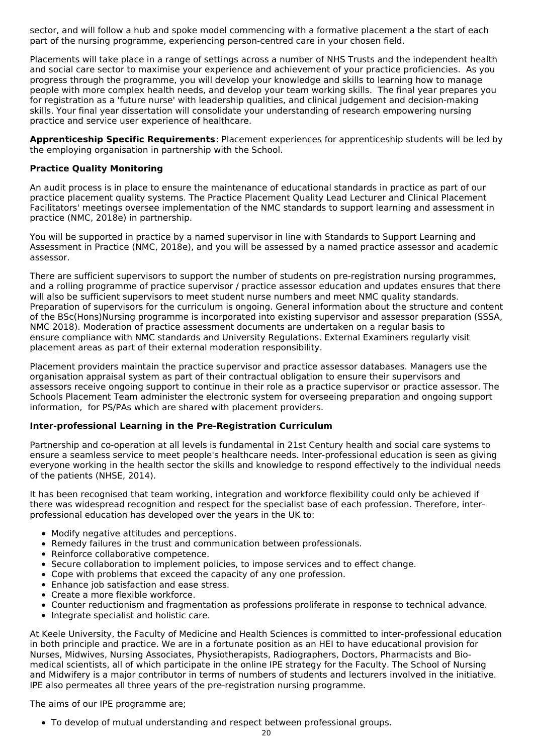sector, and will follow a hub and spoke model commencing with a formative placement a the start of each part of the nursing programme, experiencing person-centred care in your chosen field.

Placements will take place in a range of settings across a number of NHS Trusts and the independent health and social care sector to maximise your experience and achievement of your practice proficiencies. As you progress through the programme, you will develop your knowledge and skills to learning how to manage people with more complex health needs, and develop your team working skills. The final year prepares you for registration as a 'future nurse' with leadership qualities, and clinical judgement and decision-making skills. Your final year dissertation will consolidate your understanding of research empowering nursing practice and service user experience of healthcare.

**Apprenticeship Specific Requirements**: Placement experiences for apprenticeship students will be led by the employing organisation in partnership with the School.

**Practice Quality Monitoring**

An audit process is in place to ensure the maintenance of educational standards in practice as part of our practice placement quality systems. The Practice Placement Quality Lead Lecturer and Clinical Placement Facilitators' meetings oversee implementation of the NMC standards to support learning and assessment in practice (NMC, 2018e) in partnership.

You will be supported in practice by a named supervisor in line with Standards to Support Learning and Assessment in Practice (NMC, 2018e), and you will be assessed by a named practice assessor and academic assessor.

There are sufficient supervisors to support the number of students on pre-registration nursing programmes, and a rolling programme of practice supervisor / practice assessor education and updates ensures that there will also be sufficient supervisors to meet student nurse numbers and meet NMC quality standards. Preparation of supervisors for the curriculum is ongoing. General information about the structure and content of the BSc(Hons)Nursing programme is incorporated into existing supervisor and assessor preparation (SSSA, NMC 2018). Moderation of practice assessment documents are undertaken on a regular basis to ensure compliance with NMC standards and University Regulations. External Examiners regularly visit placement areas as part of their external moderation responsibility.

Placement providers maintain the practice supervisor and practice assessor databases. Managers use the organisation appraisal system as part of their contractual obligation to ensure their supervisors and assessors receive ongoing support to continue in their role as a practice supervisor or practice assessor. The Schools Placement Team administer the electronic system for overseeing preparation and ongoing support information, for PS/PAs which are shared with placement providers.

**Inter-professional Learning in the Pre-Registration Curriculum**

Partnership and co-operation at all levels is fundamental in 21st Century health and social care systems to ensure a seamless service to meet people's healthcare needs. Inter-professional education is seen as giving everyone working in the health sector the skills and knowledge to respond effectively to the individual needs of the patients (NHSE, 2014).

It has been recognised that team working, integration and workforce flexibility could only be achieved if there was widespread recognition and respect for the specialist base of each profession. Therefore, inter-professional education has developed over the years in the UK to:

- Modify negative attitudes and perceptions.
- Remedy failures in the trust and communication between professionals.
- Reinforce collaborative competence.
- Secure collaboration to implement policies, to impose services and to effect change.
- Cope with problems that exceed the capacity of any one profession.
- Enhance job satisfaction and ease stress.
- Create a more flexible workforce.
- Counter reductionism and fragmentation as professions proliferate in response to technical advance.
- Integrate specialist and holistic care.

At Keele University, the Faculty of Medicine and Health Sciences is committed to inter-professional education in both principle and practice. We are in a fortunate position as an HEI to have educational provision for Nurses, Midwives, Nursing Associates, Physiotherapists, Radiographers, Doctors, Pharmacists and Bio-medical scientists, all of which participate in the online IPE strategy for the Faculty. The School of Nursing and Midwifery is a major contributor in terms of numbers of students and lecturers involved in the initiative. IPE also permeates all three years of the pre-registration nursing programme.

The aims of our IPE programme are;

- To develop of mutual understanding and respect between professional groups.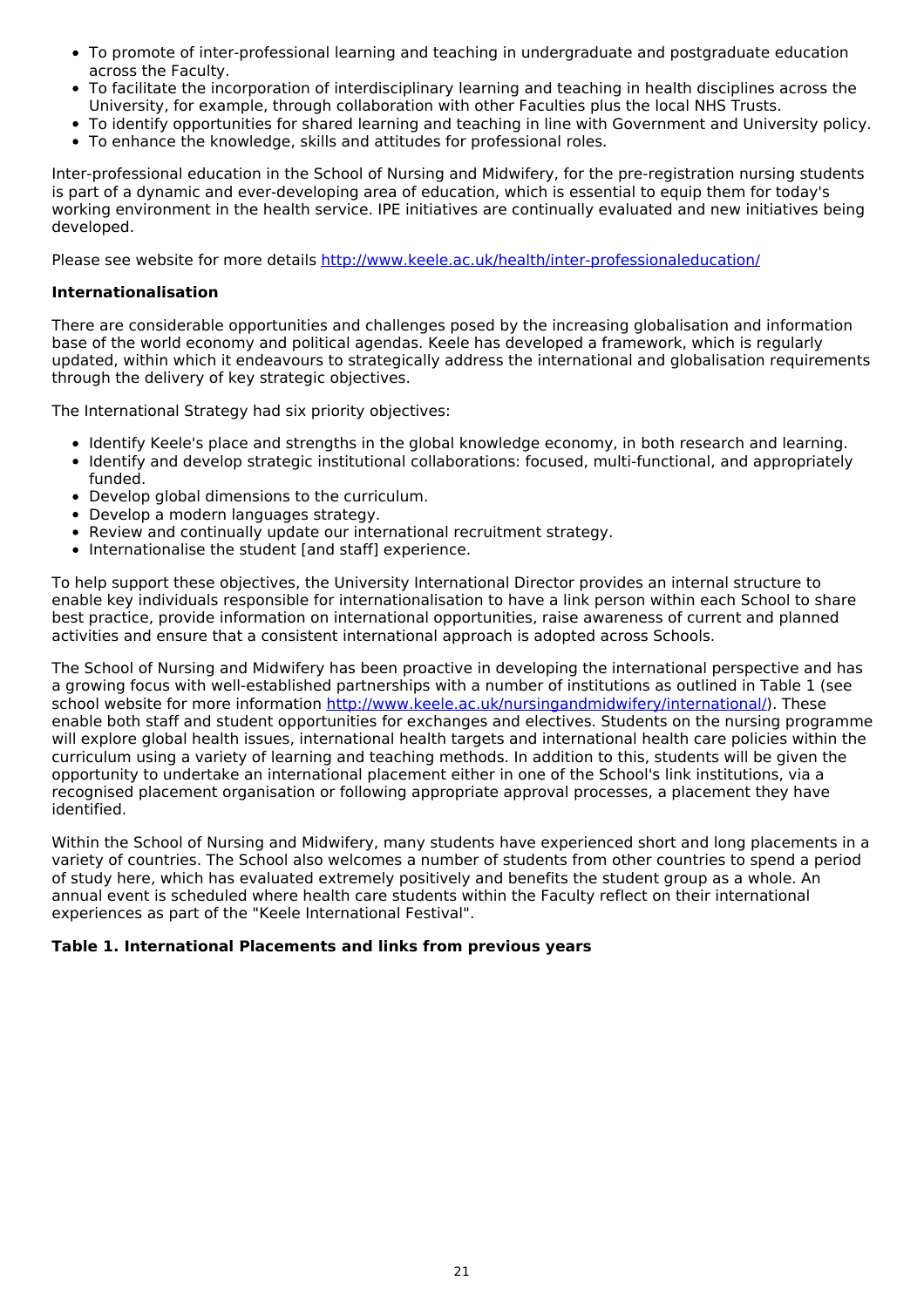- To promote of inter-professional learning and teaching in undergraduate and postgraduate education across the Faculty.
- To facilitate the incorporation of interdisciplinary learning and teaching in health disciplines across the University, for example, through collaboration with other Faculties plus the local NHS Trusts.
- To identify opportunities for shared learning and teaching in line with Government and University policy.
- To enhance the knowledge, skills and attitudes for professional roles.

Inter-professional education in the School of Nursing and Midwifery, for the pre-registration nursing students is part of a dynamic and ever-developing area of education, which is essential to equip them for today's working environment in the health service. IPE initiatives are continually evaluated and new initiatives being developed.

Please see website for more details [http://www.keele.ac.uk/health/inter-professionaleducation/](http://www.keele.ac.uk/health/inter-professionaleducation/)

**Internationalisation**

There are considerable opportunities and challenges posed by the increasing globalisation and information base of the world economy and political agendas. Keele has developed a framework, which is regularly updated, within which it endeavours to strategically address the international and globalisation requirements through the delivery of key strategic objectives.

The International Strategy had six priority objectives:

- Identify Keele's place and strengths in the global knowledge economy, in both research and learning.
- Identify and develop strategic institutional collaborations: focused, multi-functional, and appropriately funded.
- Develop global dimensions to the curriculum.
- Develop a modern languages strategy.
- Review and continually update our international recruitment strategy.
- Internationalise the student [and staff] experience.

To help support these objectives, the University International Director provides an internal structure to enable key individuals responsible for internationalisation to have a link person within each School to share best practice, provide information on international opportunities, raise awareness of current and planned activities and ensure that a consistent international approach is adopted across Schools.

The School of Nursing and Midwifery has been proactive in developing the international perspective and has a growing focus with well-established partnerships with a number of institutions as outlined in Table 1 (see school website for more information [http://www.keele.ac.uk/nursingandmidwifery/international/](http://www.keele.ac.uk/nursingandmidwifery/international/)). These enable both staff and student opportunities for exchanges and electives. Students on the nursing programme will explore global health issues, international health targets and international health care policies within the curriculum using a variety of learning and teaching methods. In addition to this, students will be given the opportunity to undertake an international placement either in one of the School's link institutions, via a recognised placement organisation or following appropriate approval processes, a placement they have identified.

Within the School of Nursing and Midwifery, many students have experienced short and long placements in a variety of countries. The School also welcomes a number of students from other countries to spend a period of study here, which has evaluated extremely positively and benefits the student group as a whole. An annual event is scheduled where health care students within the Faculty reflect on their international experiences as part of the "Keele International Festival".

**Table 1. International Placements and links from previous years**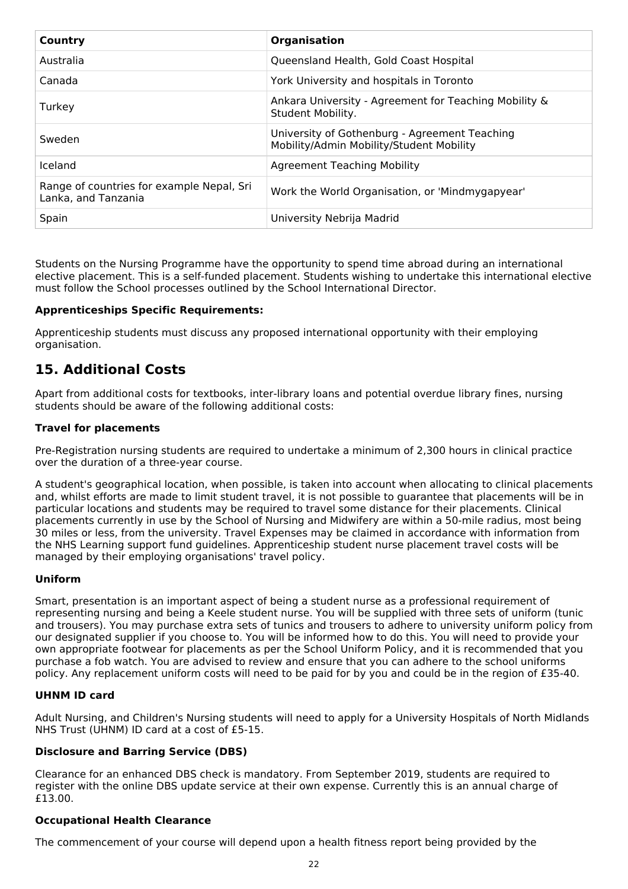| Country | Organisation |
| --- | --- |
| Australia | Queensland Health, Gold Coast Hospital |
| Canada | York University and hospitals in Toronto |
| Turkey | Ankara University - Agreement for Teaching Mobility & Student Mobility. |
| Sweden | University of Gothenburg - Agreement Teaching Mobility/Admin Mobility/Student Mobility |
| Iceland | Agreement Teaching Mobility |
| Range of countries for example Nepal, Sri Lanka, and Tanzania | Work the World Organisation, or 'Mindmygapyear' |
| Spain | University Nebrija Madrid |

Students on the Nursing Programme have the opportunity to spend time abroad during an international elective placement. This is a self-funded placement. Students wishing to undertake this international elective must follow the School processes outlined by the School International Director.

**Apprenticeships Specific Requirements:**

Apprenticeship students must discuss any proposed international opportunity with their employing organisation.

## 15. Additional Costs

Apart from additional costs for textbooks, inter-library loans and potential overdue library fines, nursing students should be aware of the following additional costs:

**Travel for placements**

Pre-Registration nursing students are required to undertake a minimum of 2,300 hours in clinical practice over the duration of a three-year course.

A student's geographical location, when possible, is taken into account when allocating to clinical placements and, whilst efforts are made to limit student travel, it is not possible to guarantee that placements will be in particular locations and students may be required to travel some distance for their placements. Clinical placements currently in use by the School of Nursing and Midwifery are within a 50-mile radius, most being 30 miles or less, from the university. Travel Expenses may be claimed in accordance with information from the NHS Learning support fund guidelines. Apprenticeship student nurse placement travel costs will be managed by their employing organisations' travel policy.

**Uniform**

Smart, presentation is an important aspect of being a student nurse as a professional requirement of representing nursing and being a Keele student nurse. You will be supplied with three sets of uniform (tunic and trousers). You may purchase extra sets of tunics and trousers to adhere to university uniform policy from our designated supplier if you choose to. You will be informed how to do this. You will need to provide your own appropriate footwear for placements as per the School Uniform Policy, and it is recommended that you purchase a fob watch. You are advised to review and ensure that you can adhere to the school uniforms policy. Any replacement uniform costs will need to be paid for by you and could be in the region of £35-40.

**UHNM ID card**

Adult Nursing, and Children's Nursing students will need to apply for a University Hospitals of North Midlands NHS Trust (UHNM) ID card at a cost of £5-15.

**Disclosure and Barring Service (DBS)**

Clearance for an enhanced DBS check is mandatory. From September 2019, students are required to register with the online DBS update service at their own expense. Currently this is an annual charge of £13.00.

**Occupational Health Clearance**

The commencement of your course will depend upon a health fitness report being provided by the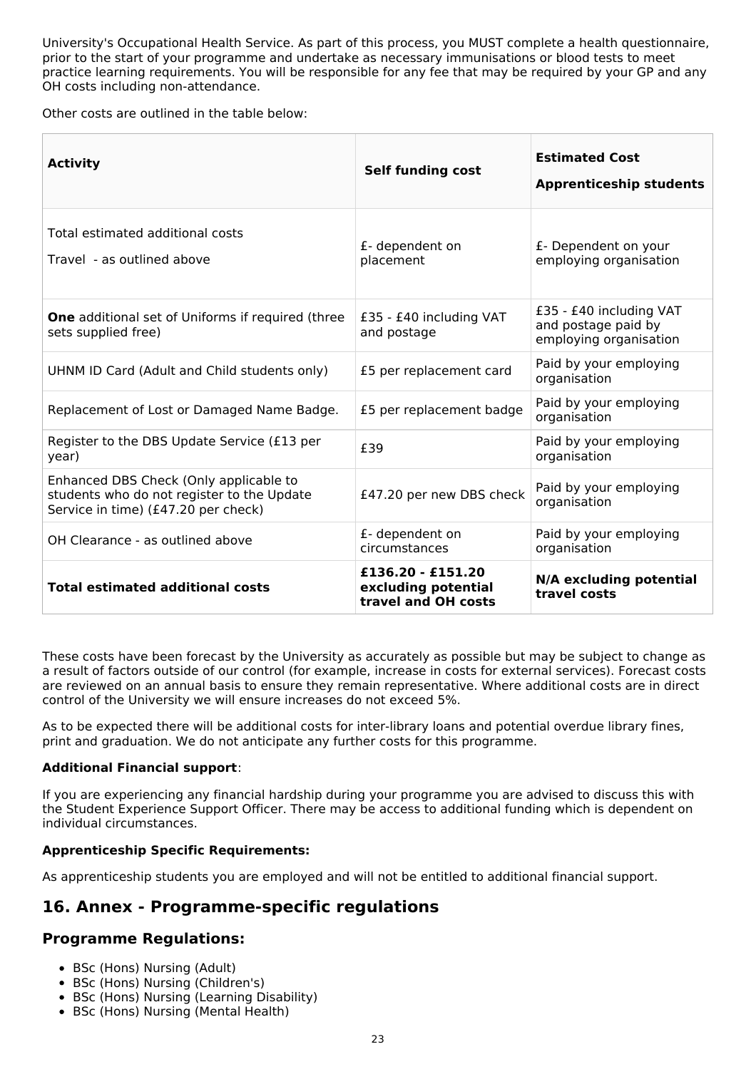University's Occupational Health Service. As part of this process, you MUST complete a health questionnaire, prior to the start of your programme and undertake as necessary immunisations or blood tests to meet practice learning requirements. You will be responsible for any fee that may be required by your GP and any OH costs including non-attendance.

Other costs are outlined in the table below:

| **Activity** | **Self funding cost** | **Estimated Cost Apprenticeship students** |
|---|---|---|
| Total estimated additional costs<br>Travel - as outlined above | £- dependent on placement | £- Dependent on your employing organisation |
| **One** additional set of Uniforms if required (three sets supplied free) | £35 - £40 including VAT and postage | £35 - £40 including VAT and postage paid by employing organisation |
| UHNM ID Card (Adult and Child students only) | £5 per replacement card | Paid by your employing organisation |
| Replacement of Lost or Damaged Name Badge. | £5 per replacement badge | Paid by your employing organisation |
| Register to the DBS Update Service (£13 per year) | £39 | Paid by your employing organisation |
| Enhanced DBS Check (Only applicable to students who do not register to the Update Service in time) (£47.20 per check) | £47.20 per new DBS check | Paid by your employing organisation |
| OH Clearance - as outlined above | £- dependent on circumstances | Paid by your employing organisation |
| **Total estimated additional costs** | **£136.20 - £151.20 excluding potential travel and OH costs** | **N/A excluding potential travel costs** |

These costs have been forecast by the University as accurately as possible but may be subject to change as a result of factors outside of our control (for example, increase in costs for external services). Forecast costs are reviewed on an annual basis to ensure they remain representative. Where additional costs are in direct control of the University we will ensure increases do not exceed 5%.

As to be expected there will be additional costs for inter-library loans and potential overdue library fines, print and graduation. We do not anticipate any further costs for this programme.

**Additional Financial support**:

If you are experiencing any financial hardship during your programme you are advised to discuss this with the Student Experience Support Officer. There may be access to additional funding which is dependent on individual circumstances.

**Apprenticeship Specific Requirements:**

As apprenticeship students you are employed and will not be entitled to additional financial support.

## 16. Annex - Programme-specific regulations

### Programme Regulations:

- BSc (Hons) Nursing (Adult)
- BSc (Hons) Nursing (Children's)
- BSc (Hons) Nursing (Learning Disability)
- BSc (Hons) Nursing (Mental Health)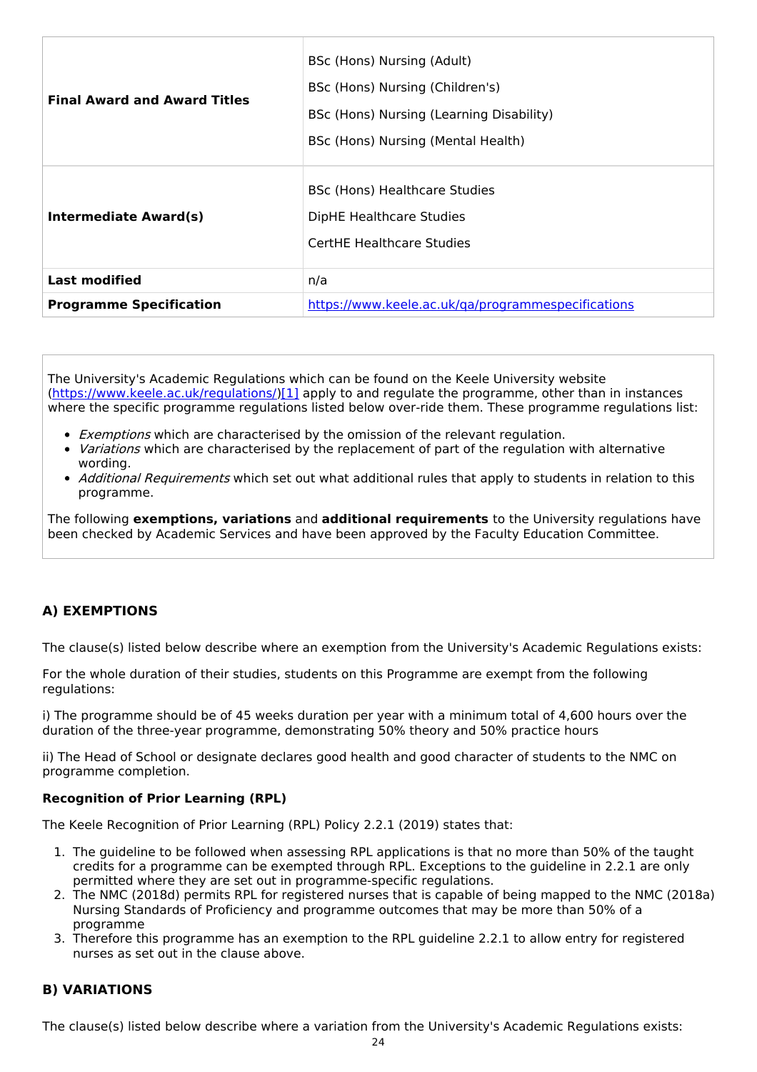| | |
|---|---|
| **Final Award and Award Titles** | BSc (Hons) Nursing (Adult)<br>BSc (Hons) Nursing (Children's)<br>BSc (Hons) Nursing (Learning Disability)<br>BSc (Hons) Nursing (Mental Health) |
| **Intermediate Award(s)** | BSc (Hons) Healthcare Studies<br>DipHE Healthcare Studies<br>CertHE Healthcare Studies |
| **Last modified** | n/a |
| **Programme Specification** | https://www.keele.ac.uk/qa/programmespecifications |

The University's Academic Regulations which can be found on the Keele University website (https://www.keele.ac.uk/regulations/)[1] apply to and regulate the programme, other than in instances where the specific programme regulations listed below over-ride them. These programme regulations list:

- *Exemptions* which are characterised by the omission of the relevant regulation.
- *Variations* which are characterised by the replacement of part of the regulation with alternative wording.
- *Additional Requirements* which set out what additional rules that apply to students in relation to this programme.

The following **exemptions, variations** and **additional requirements** to the University regulations have been checked by Academic Services and have been approved by the Faculty Education Committee.

## A) EXEMPTIONS

The clause(s) listed below describe where an exemption from the University's Academic Regulations exists:

For the whole duration of their studies, students on this Programme are exempt from the following regulations:

i) The programme should be of 45 weeks duration per year with a minimum total of 4,600 hours over the duration of the three-year programme, demonstrating 50% theory and 50% practice hours

ii) The Head of School or designate declares good health and good character of students to the NMC on programme completion.

**Recognition of Prior Learning (RPL)**

The Keele Recognition of Prior Learning (RPL) Policy 2.2.1 (2019) states that:

1. The guideline to be followed when assessing RPL applications is that no more than 50% of the taught credits for a programme can be exempted through RPL. Exceptions to the guideline in 2.2.1 are only permitted where they are set out in programme-specific regulations.
2. The NMC (2018d) permits RPL for registered nurses that is capable of being mapped to the NMC (2018a) Nursing Standards of Proficiency and programme outcomes that may be more than 50% of a programme
3. Therefore this programme has an exemption to the RPL guideline 2.2.1 to allow entry for registered nurses as set out in the clause above.

## B) VARIATIONS

The clause(s) listed below describe where a variation from the University's Academic Regulations exists: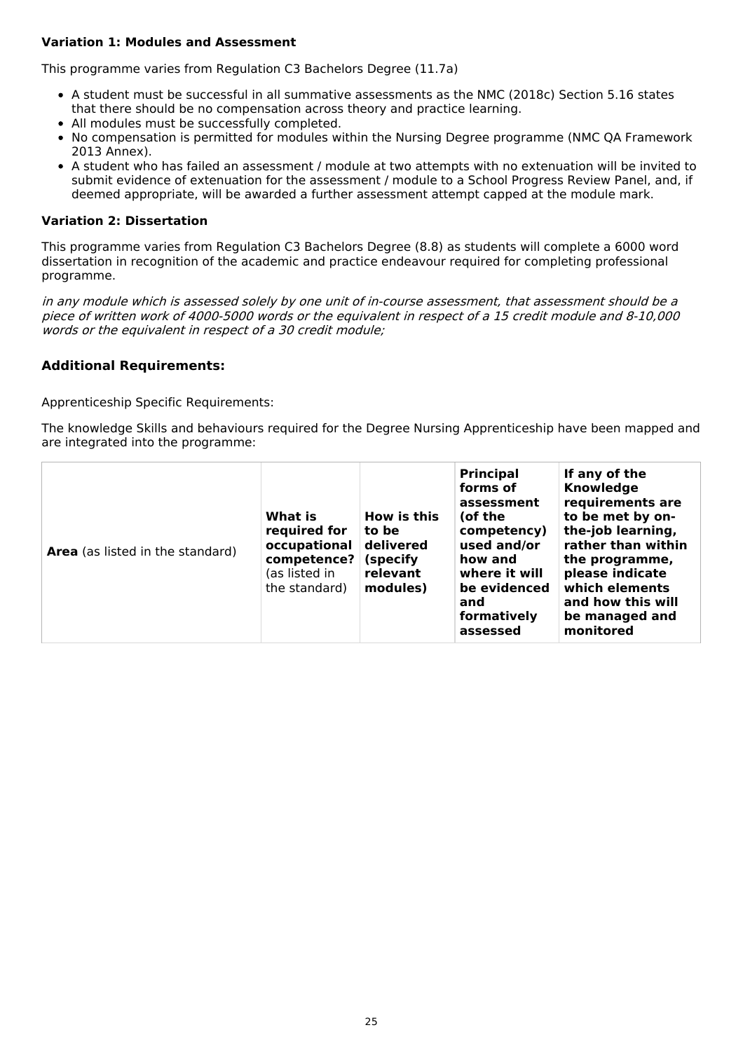**Variation 1: Modules and Assessment**

This programme varies from Regulation C3 Bachelors Degree (11.7a)

- A student must be successful in all summative assessments as the NMC (2018c) Section 5.16 states that there should be no compensation across theory and practice learning.
- All modules must be successfully completed.
- No compensation is permitted for modules within the Nursing Degree programme (NMC QA Framework 2013 Annex).
- A student who has failed an assessment / module at two attempts with no extenuation will be invited to submit evidence of extenuation for the assessment / module to a School Progress Review Panel, and, if deemed appropriate, will be awarded a further assessment attempt capped at the module mark.

**Variation 2: Dissertation**

This programme varies from Regulation C3 Bachelors Degree (8.8) as students will complete a 6000 word dissertation in recognition of the academic and practice endeavour required for completing professional programme.

*in any module which is assessed solely by one unit of in-course assessment, that assessment should be a piece of written work of 4000-5000 words or the equivalent in respect of a 15 credit module and 8-10,000 words or the equivalent in respect of a 30 credit module;*

## Additional Requirements:

Apprenticeship Specific Requirements:

The knowledge Skills and behaviours required for the Degree Nursing Apprenticeship have been mapped and are integrated into the programme:

| **Area** (as listed in the standard) | **What is required for occupational competence?** (as listed in the standard) | **How is this to be delivered (specify relevant modules)** | **Principal forms of assessment (of the competency) used and/or how and where it will be evidenced and formatively assessed** | **If any of the Knowledge requirements are to be met by on-the-job learning, rather than within the programme, please indicate which elements and how this will be managed and monitored** |
|---|---|---|---|---|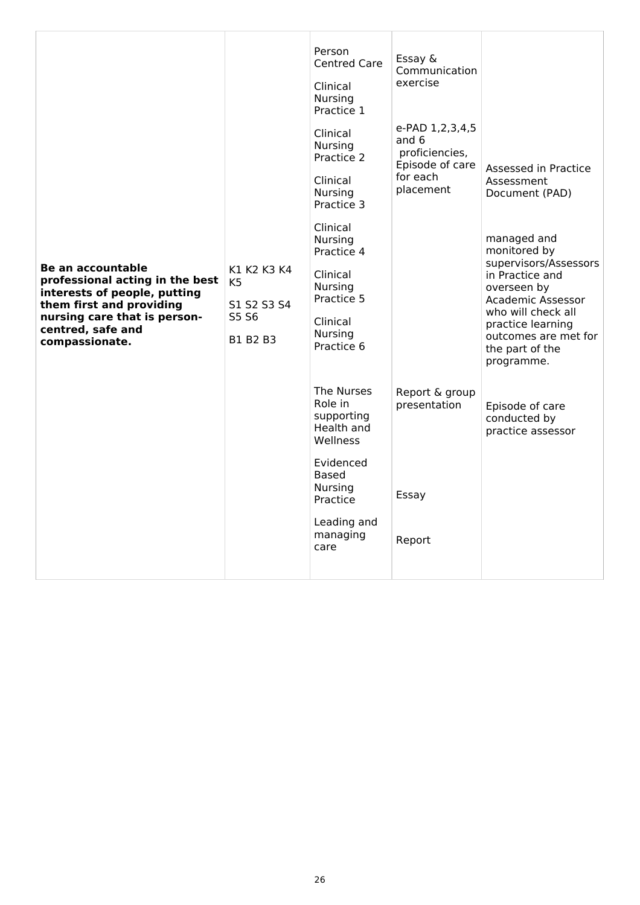| | | | | |
|---|---|---|---|---|
| **Be an accountable professional acting in the best interests of people, putting them first and providing nursing care that is person-centred, safe and compassionate.** | K1 K2 K3 K4 K5<br><br>S1 S2 S3 S4 S5 S6<br><br>B1 B2 B3 | Person Centred Care | Essay & Communication exercise | |
| | | Clinical Nursing Practice 1<br><br>Clinical Nursing Practice 2<br><br>Clinical Nursing Practice 3<br><br>Clinical Nursing Practice 4<br><br>Clinical Nursing Practice 5<br><br>Clinical Nursing Practice 6 | e-PAD 1,2,3,4,5 and 6 proficiencies, Episode of care for each placement | Assessed in Practice Assessment Document (PAD)<br><br>managed and monitored by supervisors/Assessors in Practice and overseen by Academic Assessor who will check all practice learning outcomes are met for the part of the programme.<br><br>Episode of care conducted by practice assessor |
| | | The Nurses Role in supporting Health and Wellness | Report & group presentation | |
| | | Evidenced Based Nursing Practice | Essay | |
| | | Leading and managing care | Report | |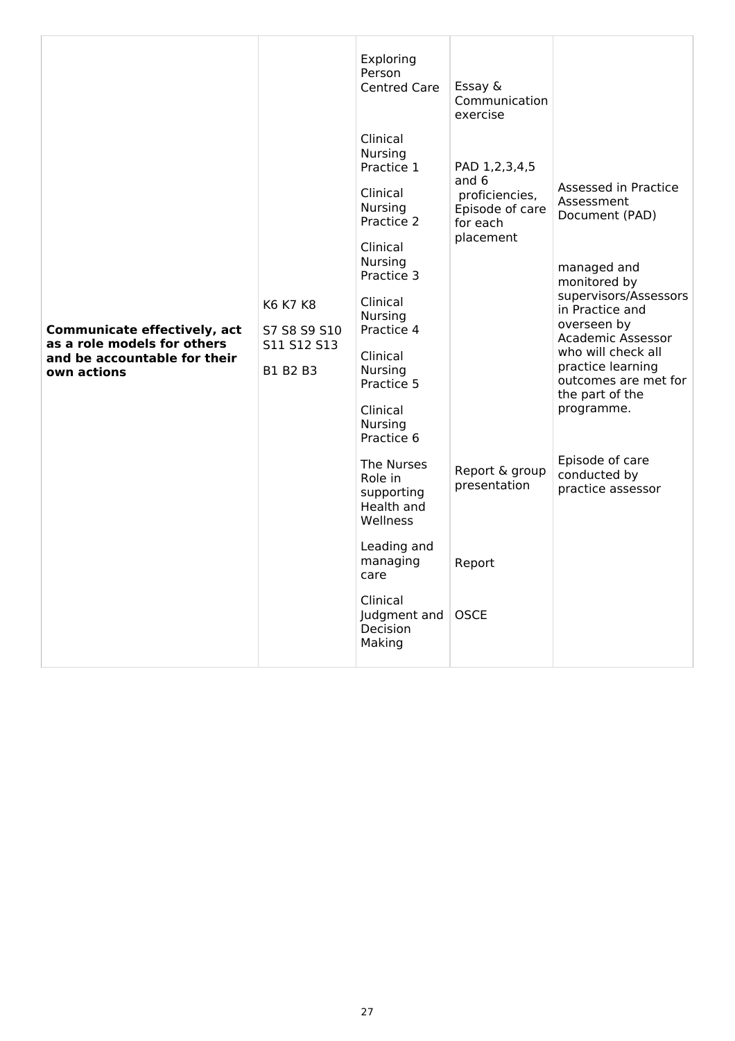| | | | | |
|---|---|---|---|---|
| **Communicate effectively, act as a role models for others and be accountable for their own actions** | K6 K7 K8<br><br>S7 S8 S9 S10 S11 S12 S13<br><br>B1 B2 B3 | Exploring Person Centred Care | Essay & Communication exercise | |
| | | Clinical Nursing Practice 1<br><br>Clinical Nursing Practice 2<br><br>Clinical Nursing Practice 3<br><br>Clinical Nursing Practice 4<br><br>Clinical Nursing Practice 5<br><br>Clinical Nursing Practice 6 | PAD 1,2,3,4,5 and 6 proficiencies, Episode of care for each placement | Assessed in Practice Assessment Document (PAD)<br><br>managed and monitored by supervisors/Assessors in Practice and overseen by Academic Assessor who will check all practice learning outcomes are met for the part of the programme.<br><br>Episode of care conducted by practice assessor |
| | | The Nurses Role in supporting Health and Wellness | Report & group presentation | |
| | | Leading and managing care | Report | |
| | | Clinical Judgment and Decision Making | OSCE | |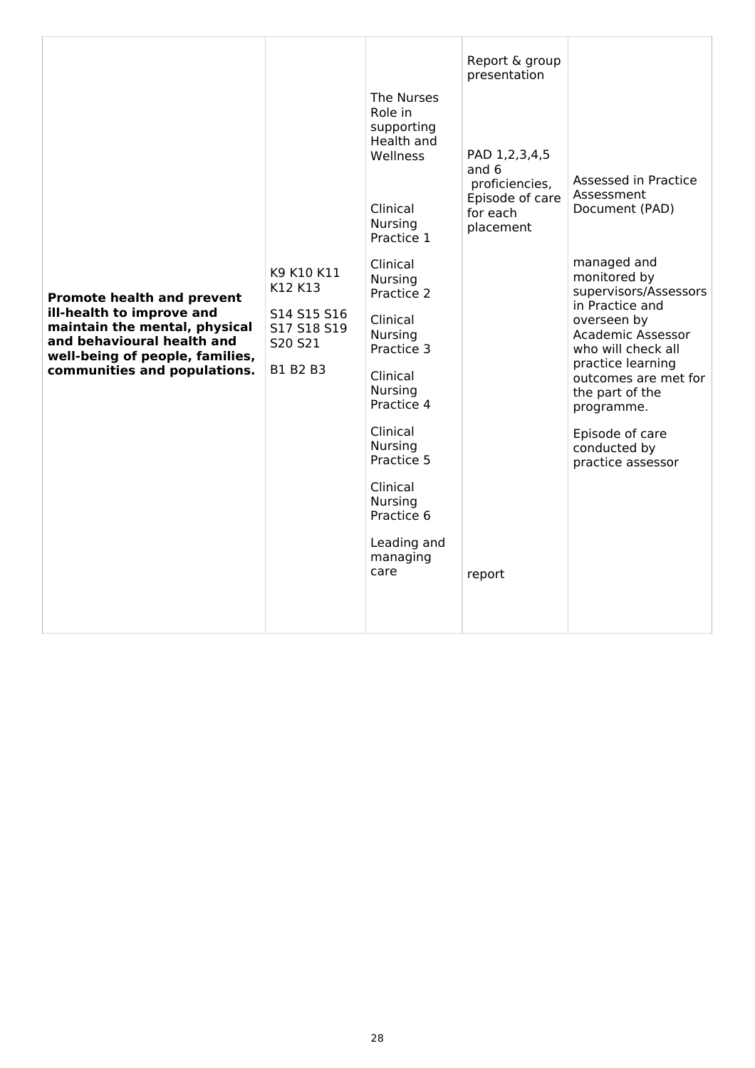| | | | | |
|---|---|---|---|---|
| **Promote health and prevent ill-health to improve and maintain the mental, physical and behavioural health and well-being of people, families, communities and populations.** | K9 K10 K11 K12 K13<br><br>S14 S15 S16 S17 S18 S19 S20 S21<br><br>B1 B2 B3 | The Nurses Role in supporting Health and Wellness<br><br>Clinical Nursing Practice 1<br><br>Clinical Nursing Practice 2<br><br>Clinical Nursing Practice 3<br><br>Clinical Nursing Practice 4<br><br>Clinical Nursing Practice 5<br><br>Clinical Nursing Practice 6<br><br>Leading and managing care | Report & group presentation<br><br>PAD 1,2,3,4,5 and 6 proficiencies, Episode of care for each placement<br><br>report | Assessed in Practice Assessment Document (PAD)<br><br>managed and monitored by supervisors/Assessors in Practice and overseen by Academic Assessor who will check all practice learning outcomes are met for the part of the programme.<br><br>Episode of care conducted by practice assessor |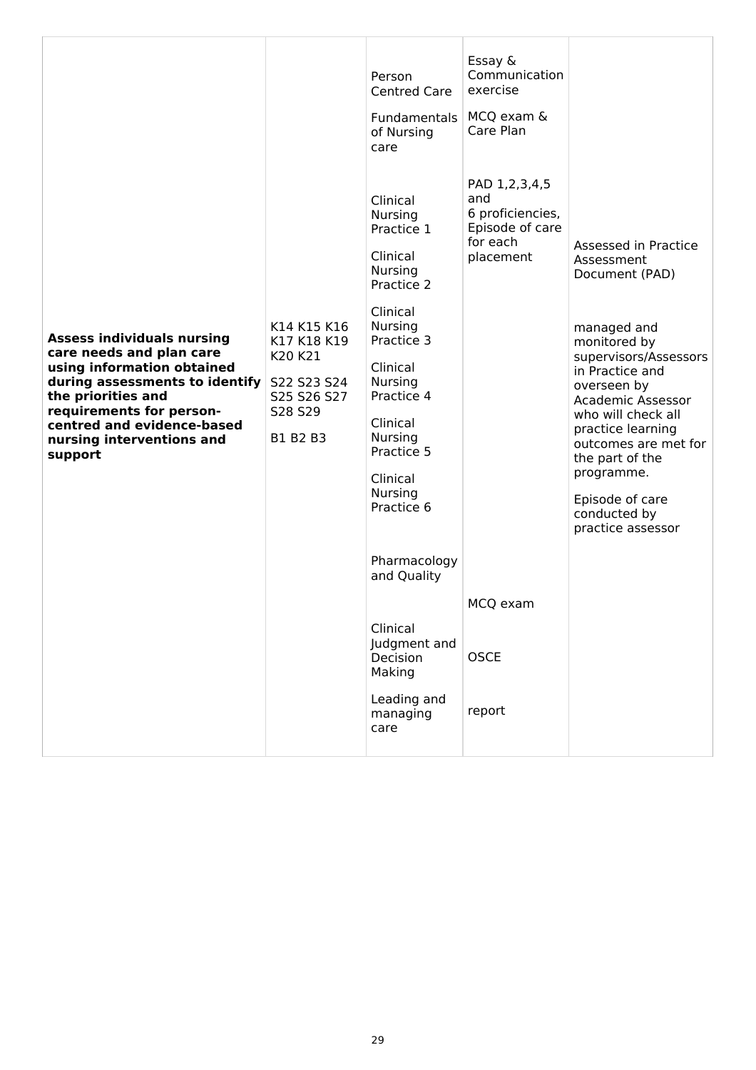|  |  |  |  |  |
|---|---|---|---|---|
| **Assess individuals nursing care needs and plan care using information obtained during assessments to identify the priorities and requirements for person-centred and evidence-based nursing interventions and support** | K14 K15 K16 K17 K18 K19 K20 K21<br><br>S22 S23 S24 S25 S26 S27 S28 S29<br><br>B1 B2 B3 | Person Centred Care<br><br>Fundamentals of Nursing care<br><br>Clinical Nursing Practice 1<br><br>Clinical Nursing Practice 2<br><br>Clinical Nursing Practice 3<br><br>Clinical Nursing Practice 4<br><br>Clinical Nursing Practice 5<br><br>Clinical Nursing Practice 6<br><br>Pharmacology and Quality<br><br>Clinical Judgment and Decision Making<br><br>Leading and managing care | Essay & Communication exercise<br><br>MCQ exam & Care Plan<br><br>PAD 1,2,3,4,5 and 6 proficiencies, Episode of care for each placement<br><br>MCQ exam<br><br>OSCE<br><br>report | Assessed in Practice Assessment Document (PAD)<br><br>managed and monitored by supervisors/Assessors in Practice and overseen by Academic Assessor who will check all practice learning outcomes are met for the part of the programme.<br><br>Episode of care conducted by practice assessor |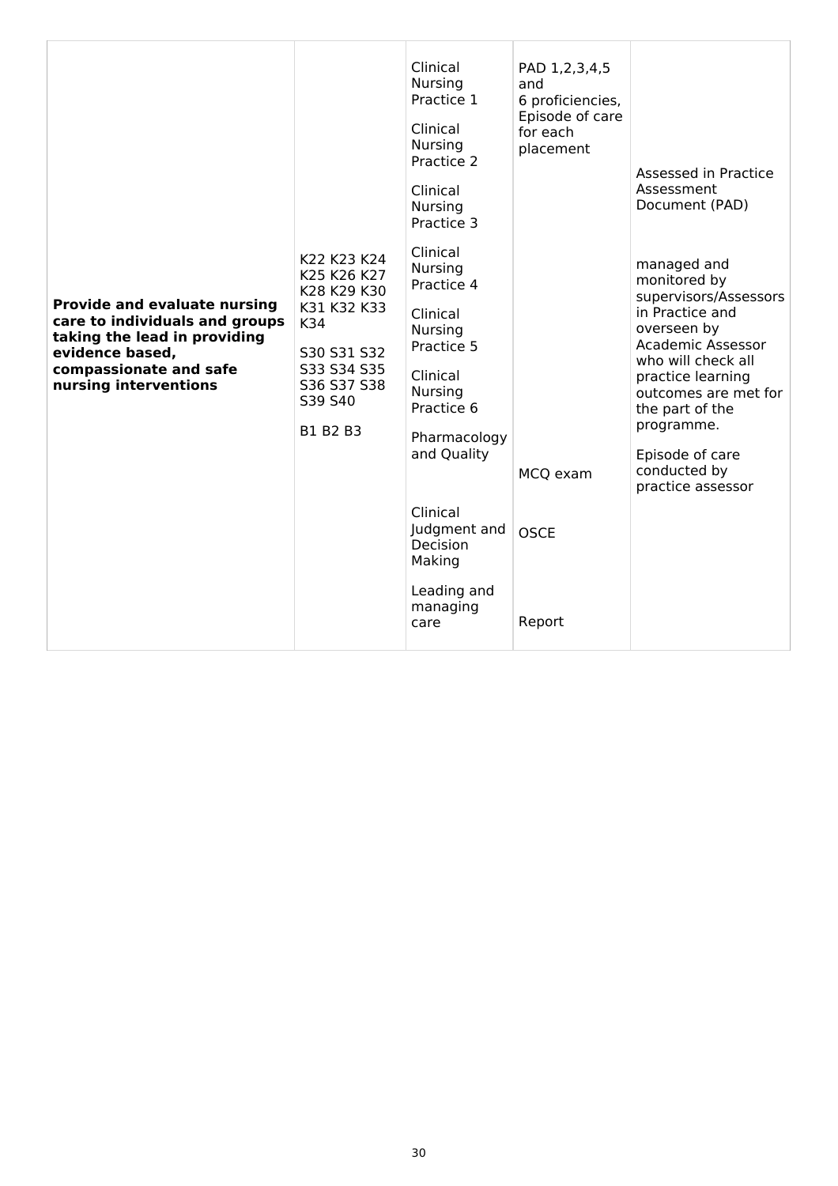| | | | | |
|---|---|---|---|---|
| **Provide and evaluate nursing care to individuals and groups taking the lead in providing evidence based, compassionate and safe nursing interventions** | K22 K23 K24 K25 K26 K27 K28 K29 K30 K31 K32 K33 K34<br><br>S30 S31 S32 S33 S34 S35 S36 S37 S38 S39 S40<br><br>B1 B2 B3 | Clinical Nursing Practice 1<br><br>Clinical Nursing Practice 2<br><br>Clinical Nursing Practice 3<br><br>Clinical Nursing Practice 4<br><br>Clinical Nursing Practice 5<br><br>Clinical Nursing Practice 6<br><br>Pharmacology and Quality<br><br>Clinical Judgment and Decision Making<br><br>Leading and managing care | PAD 1,2,3,4,5 and 6 proficiencies, Episode of care for each placement<br><br>MCQ exam<br><br>OSCE<br><br>Report | Assessed in Practice Assessment Document (PAD)<br><br>managed and monitored by supervisors/Assessors in Practice and overseen by Academic Assessor who will check all practice learning outcomes are met for the part of the programme.<br><br>Episode of care conducted by practice assessor |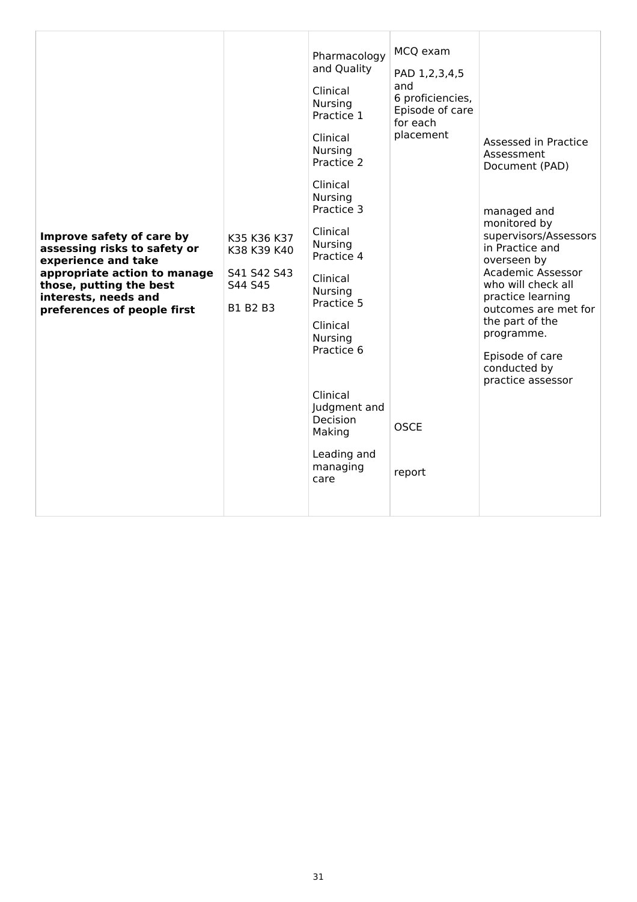| | | | | |
|---|---|---|---|---|
| **Improve safety of care by assessing risks to safety or experience and take appropriate action to manage those, putting the best interests, needs and preferences of people first** | K35 K36 K37 K38 K39 K40<br><br>S41 S42 S43 S44 S45<br><br>B1 B2 B3 | Pharmacology and Quality<br><br>Clinical Nursing Practice 1<br><br>Clinical Nursing Practice 2<br><br>Clinical Nursing Practice 3<br><br>Clinical Nursing Practice 4<br><br>Clinical Nursing Practice 5<br><br>Clinical Nursing Practice 6<br><br>Clinical Judgment and Decision Making<br><br>Leading and managing care | MCQ exam<br><br>PAD 1,2,3,4,5 and 6 proficiencies, Episode of care for each placement<br><br>OSCE<br><br>report | Assessed in Practice Assessment Document (PAD)<br><br>managed and monitored by supervisors/Assessors in Practice and overseen by Academic Assessor who will check all practice learning outcomes are met for the part of the programme.<br><br>Episode of care conducted by practice assessor |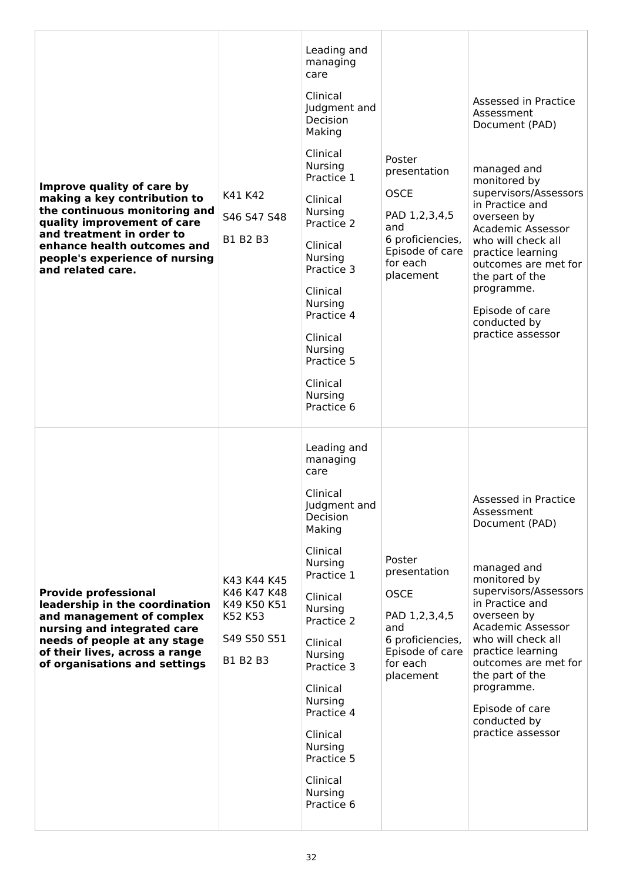| | | | | |
|---|---|---|---|---|
| **Improve quality of care by making a key contribution to the continuous monitoring and quality improvement of care and treatment in order to enhance health outcomes and people's experience of nursing and related care.** | K41 K42<br><br>S46 S47 S48<br><br>B1 B2 B3 | Leading and managing care<br><br>Clinical Judgment and Decision Making<br><br>Clinical Nursing Practice 1<br><br>Clinical Nursing Practice 2<br><br>Clinical Nursing Practice 3<br><br>Clinical Nursing Practice 4<br><br>Clinical Nursing Practice 5<br><br>Clinical Nursing Practice 6 | Poster presentation<br><br>OSCE<br><br>PAD 1,2,3,4,5 and 6 proficiencies, Episode of care for each placement | Assessed in Practice Assessment Document (PAD)<br><br>managed and monitored by supervisors/Assessors in Practice and overseen by Academic Assessor who will check all practice learning outcomes are met for the part of the programme.<br><br>Episode of care conducted by practice assessor |
| **Provide professional leadership in the coordination and management of complex nursing and integrated care needs of people at any stage of their lives, across a range of organisations and settings** | K43 K44 K45 K46 K47 K48 K49 K50 K51 K52 K53<br><br>S49 S50 S51<br><br>B1 B2 B3 | Leading and managing care<br><br>Clinical Judgment and Decision Making<br><br>Clinical Nursing Practice 1<br><br>Clinical Nursing Practice 2<br><br>Clinical Nursing Practice 3<br><br>Clinical Nursing Practice 4<br><br>Clinical Nursing Practice 5<br><br>Clinical Nursing Practice 6 | Poster presentation<br><br>OSCE<br><br>PAD 1,2,3,4,5 and 6 proficiencies, Episode of care for each placement | Assessed in Practice Assessment Document (PAD)<br><br>managed and monitored by supervisors/Assessors in Practice and overseen by Academic Assessor who will check all practice learning outcomes are met for the part of the programme.<br><br>Episode of care conducted by practice assessor |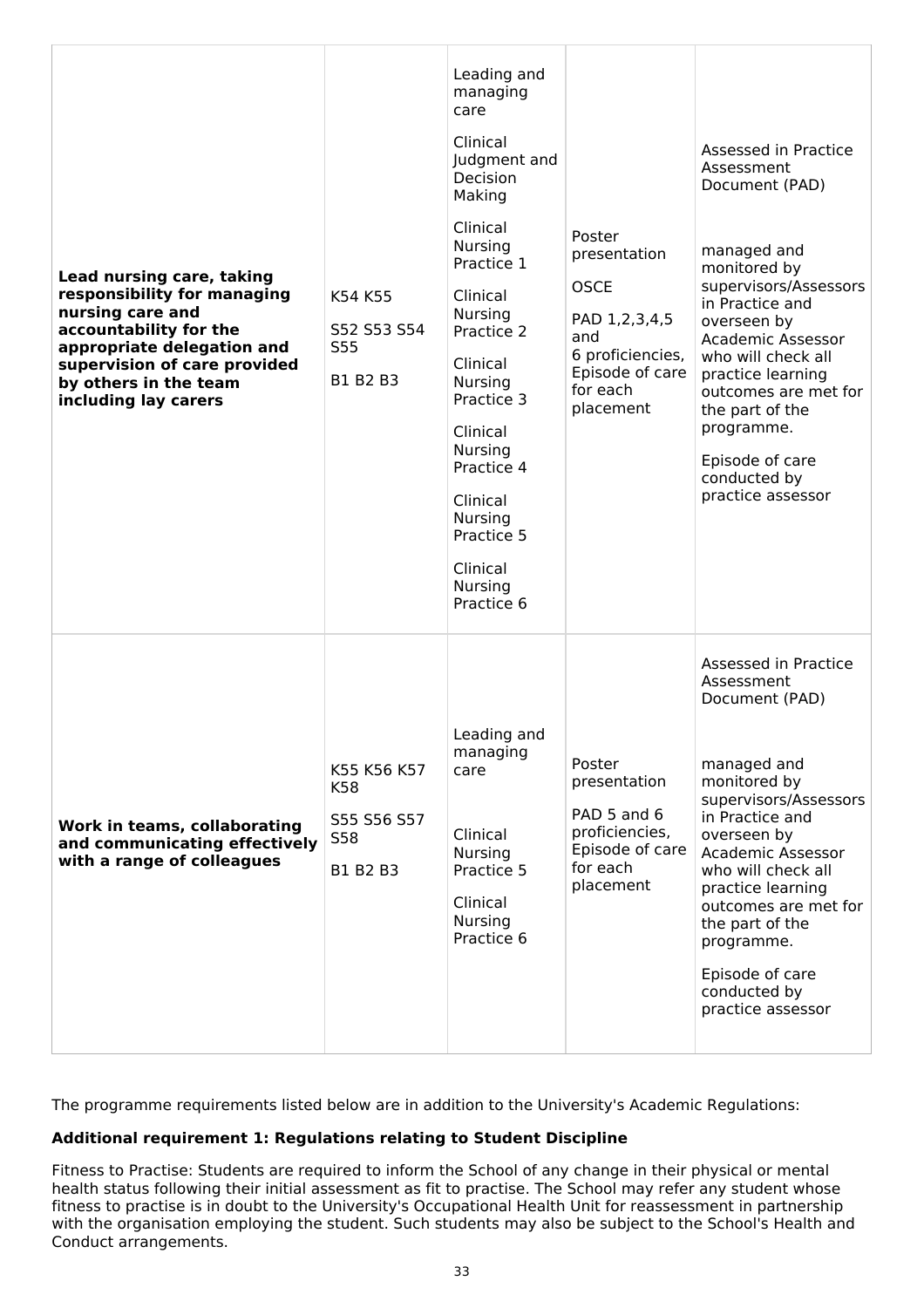| | | | | |
|---|---|---|---|---|
| **Lead nursing care, taking responsibility for managing nursing care and accountability for the appropriate delegation and supervision of care provided by others in the team including lay carers** | K54 K55<br><br>S52 S53 S54 S55<br><br>B1 B2 B3 | Leading and managing care<br><br>Clinical Judgment and Decision Making<br><br>Clinical Nursing Practice 1<br><br>Clinical Nursing Practice 2<br><br>Clinical Nursing Practice 3<br><br>Clinical Nursing Practice 4<br><br>Clinical Nursing Practice 5<br><br>Clinical Nursing Practice 6 | Poster presentation<br><br>OSCE<br><br>PAD 1,2,3,4,5 and 6 proficiencies, Episode of care for each placement | Assessed in Practice Assessment Document (PAD)<br><br>managed and monitored by supervisors/Assessors in Practice and overseen by Academic Assessor who will check all practice learning outcomes are met for the part of the programme.<br><br>Episode of care conducted by practice assessor |
| **Work in teams, collaborating and communicating effectively with a range of colleagues** | K55 K56 K57 K58<br><br>S55 S56 S57 S58<br><br>B1 B2 B3 | Leading and managing care<br><br>Clinical Nursing Practice 5<br><br>Clinical Nursing Practice 6 | Poster presentation<br><br>PAD 5 and 6 proficiencies, Episode of care for each placement | Assessed in Practice Assessment Document (PAD)<br><br>managed and monitored by supervisors/Assessors in Practice and overseen by Academic Assessor who will check all practice learning outcomes are met for the part of the programme.<br><br>Episode of care conducted by practice assessor |

The programme requirements listed below are in addition to the University's Academic Regulations:

**Additional requirement 1: Regulations relating to Student Discipline**

Fitness to Practise: Students are required to inform the School of any change in their physical or mental health status following their initial assessment as fit to practise. The School may refer any student whose fitness to practise is in doubt to the University's Occupational Health Unit for reassessment in partnership with the organisation employing the student. Such students may also be subject to the School's Health and Conduct arrangements.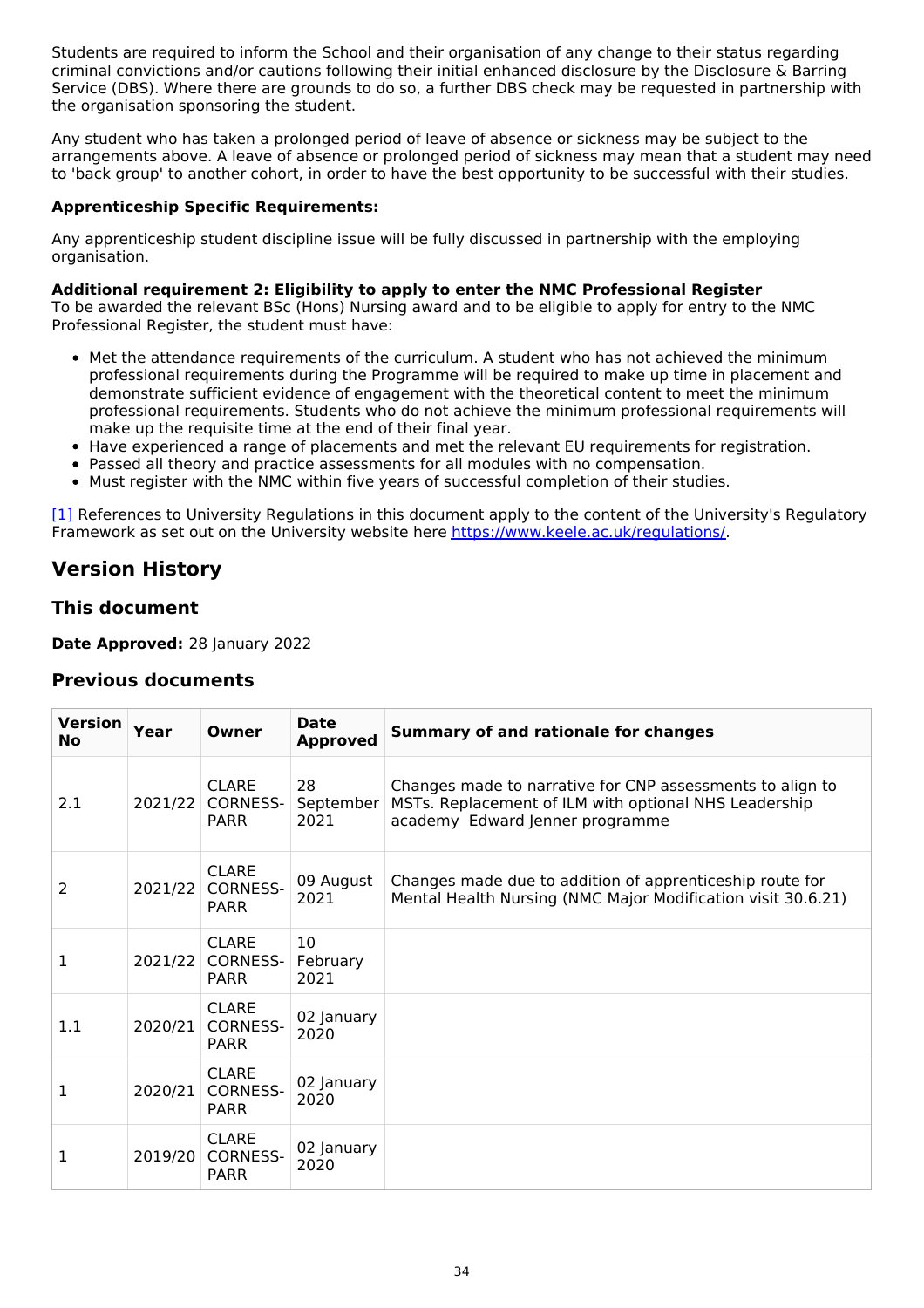Students are required to inform the School and their organisation of any change to their status regarding criminal convictions and/or cautions following their initial enhanced disclosure by the Disclosure & Barring Service (DBS). Where there are grounds to do so, a further DBS check may be requested in partnership with the organisation sponsoring the student.

Any student who has taken a prolonged period of leave of absence or sickness may be subject to the arrangements above. A leave of absence or prolonged period of sickness may mean that a student may need to 'back group' to another cohort, in order to have the best opportunity to be successful with their studies.

**Apprenticeship Specific Requirements:**

Any apprenticeship student discipline issue will be fully discussed in partnership with the employing organisation.

**Additional requirement 2: Eligibility to apply to enter the NMC Professional Register**
To be awarded the relevant BSc (Hons) Nursing award and to be eligible to apply for entry to the NMC Professional Register, the student must have:

- Met the attendance requirements of the curriculum. A student who has not achieved the minimum professional requirements during the Programme will be required to make up time in placement and demonstrate sufficient evidence of engagement with the theoretical content to meet the minimum professional requirements. Students who do not achieve the minimum professional requirements will make up the requisite time at the end of their final year.
- Have experienced a range of placements and met the relevant EU requirements for registration.
- Passed all theory and practice assessments for all modules with no compensation.
- Must register with the NMC within five years of successful completion of their studies.

[1] References to University Regulations in this document apply to the content of the University's Regulatory Framework as set out on the University website here https://www.keele.ac.uk/regulations/.

## Version History

### This document

**Date Approved:** 28 January 2022

### Previous documents

| Version No | Year | Owner | Date Approved | Summary of and rationale for changes |
|---|---|---|---|---|
| 2.1 | 2021/22 | CLARE CORNESS-PARR | 28 September 2021 | Changes made to narrative for CNP assessments to align to MSTs. Replacement of ILM with optional NHS Leadership academy Edward Jenner programme |
| 2 | 2021/22 | CLARE CORNESS-PARR | 09 August 2021 | Changes made due to addition of apprenticeship route for Mental Health Nursing (NMC Major Modification visit 30.6.21) |
| 1 | 2021/22 | CLARE CORNESS-PARR | 10 February 2021 | |
| 1.1 | 2020/21 | CLARE CORNESS-PARR | 02 January 2020 | |
| 1 | 2020/21 | CLARE CORNESS-PARR | 02 January 2020 | |
| 1 | 2019/20 | CLARE CORNESS-PARR | 02 January 2020 | |